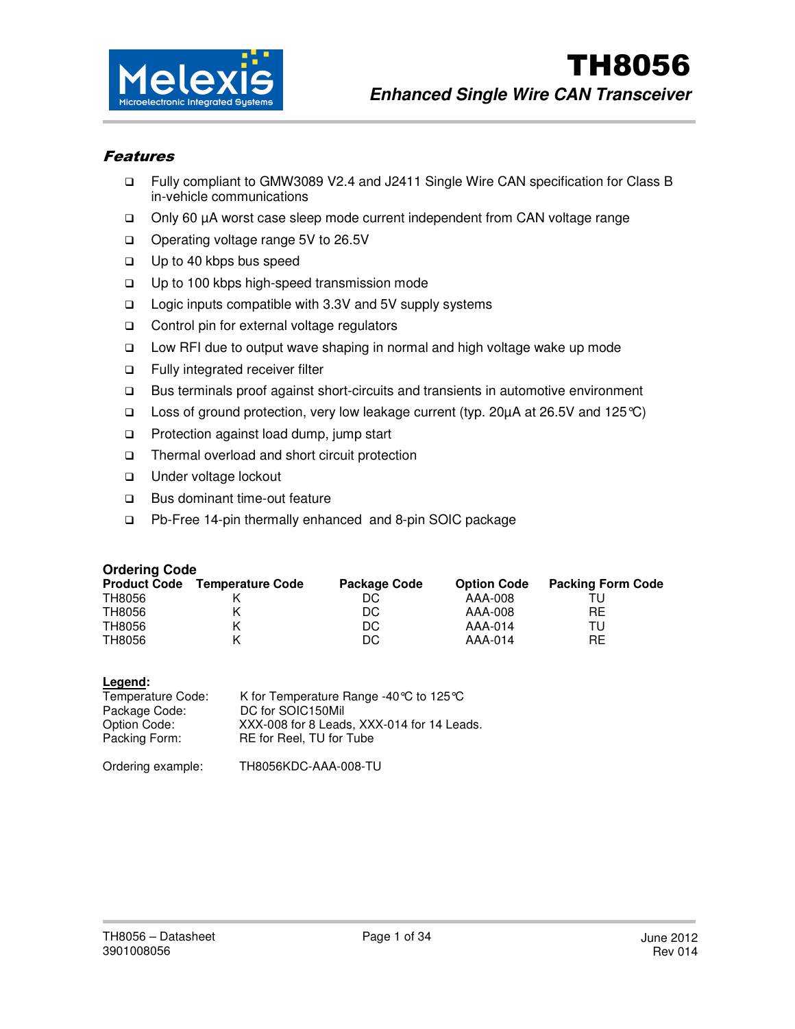# TH8056

## *Enhanced Single Wire CAN Transceiver*

### *Features*

- Fully compliant to GMW3089 V2.4 and J2411 Single Wire CAN specification for Class B in-vehicle communications
- Only 60 µA worst case sleep mode current independent from CAN voltage range
- Operating voltage range 5V to 26.5V
- Up to 40 kbps bus speed
- Up to 100 kbps high-speed transmission mode
- Logic inputs compatible with 3.3V and 5V supply systems
- Control pin for external voltage regulators
- Low RFI due to output wave shaping in normal and high voltage wake up mode
- Fully integrated receiver filter
- Bus terminals proof against short-circuits and transients in automotive environment
- Loss of ground protection, very low leakage current (typ. 20µA at 26.5V and 125°C)
- Protection against load dump, jump start
- Thermal overload and short circuit protection
- Under voltage lockout
- Bus dominant time-out feature
- Pb-Free 14-pin thermally enhanced and 8-pin SOIC package

**Ordering Code**

| Product Code | Temperature Code | Package Code | Option Code | Packing Form Code |
|---|---|---|---|---|
| TH8056 | K | DC | AAA-008 | TU |
| TH8056 | K | DC | AAA-008 | RE |
| TH8056 | K | DC | AAA-014 | TU |
| TH8056 | K | DC | AAA-014 | RE |

**Legend:**

| | |
|---|---|
| Temperature Code: | K for Temperature Range -40°C to 125°C |
| Package Code: | DC for SOIC150Mil |
| Option Code: | XXX-008 for 8 Leads, XXX-014 for 14 Leads. |
| Packing Form: | RE for Reel, TU for Tube |

Ordering example: TH8056KDC-AAA-008-TU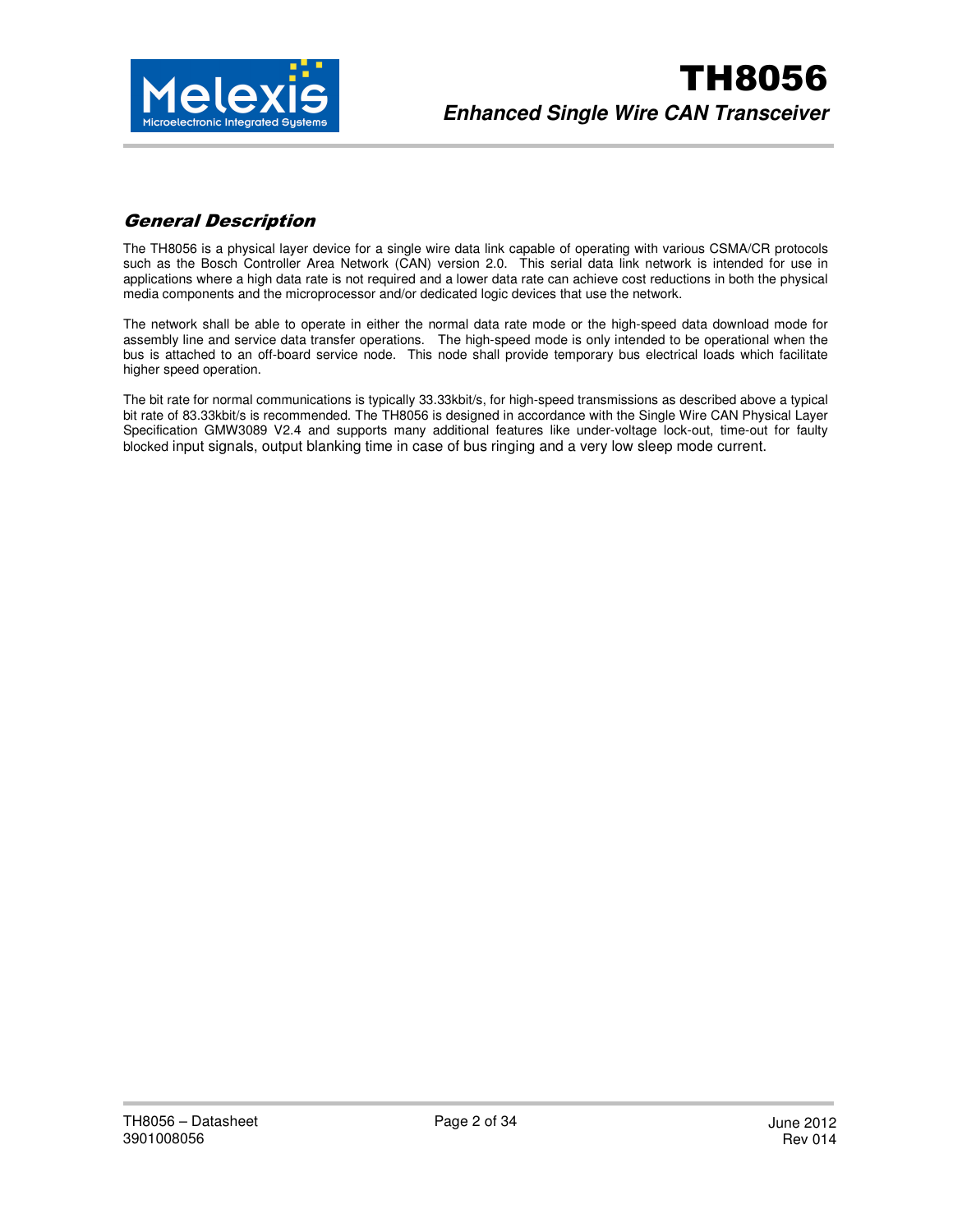## General Description

The TH8056 is a physical layer device for a single wire data link capable of operating with various CSMA/CR protocols such as the Bosch Controller Area Network (CAN) version 2.0. This serial data link network is intended for use in applications where a high data rate is not required and a lower data rate can achieve cost reductions in both the physical media components and the microprocessor and/or dedicated logic devices that use the network.

The network shall be able to operate in either the normal data rate mode or the high-speed data download mode for assembly line and service data transfer operations. The high-speed mode is only intended to be operational when the bus is attached to an off-board service node. This node shall provide temporary bus electrical loads which facilitate higher speed operation.

The bit rate for normal communications is typically 33.33kbit/s, for high-speed transmissions as described above a typical bit rate of 83.33kbit/s is recommended. The TH8056 is designed in accordance with the Single Wire CAN Physical Layer Specification GMW3089 V2.4 and supports many additional features like under-voltage lock-out, time-out for faulty blocked input signals, output blanking time in case of bus ringing and a very low sleep mode current.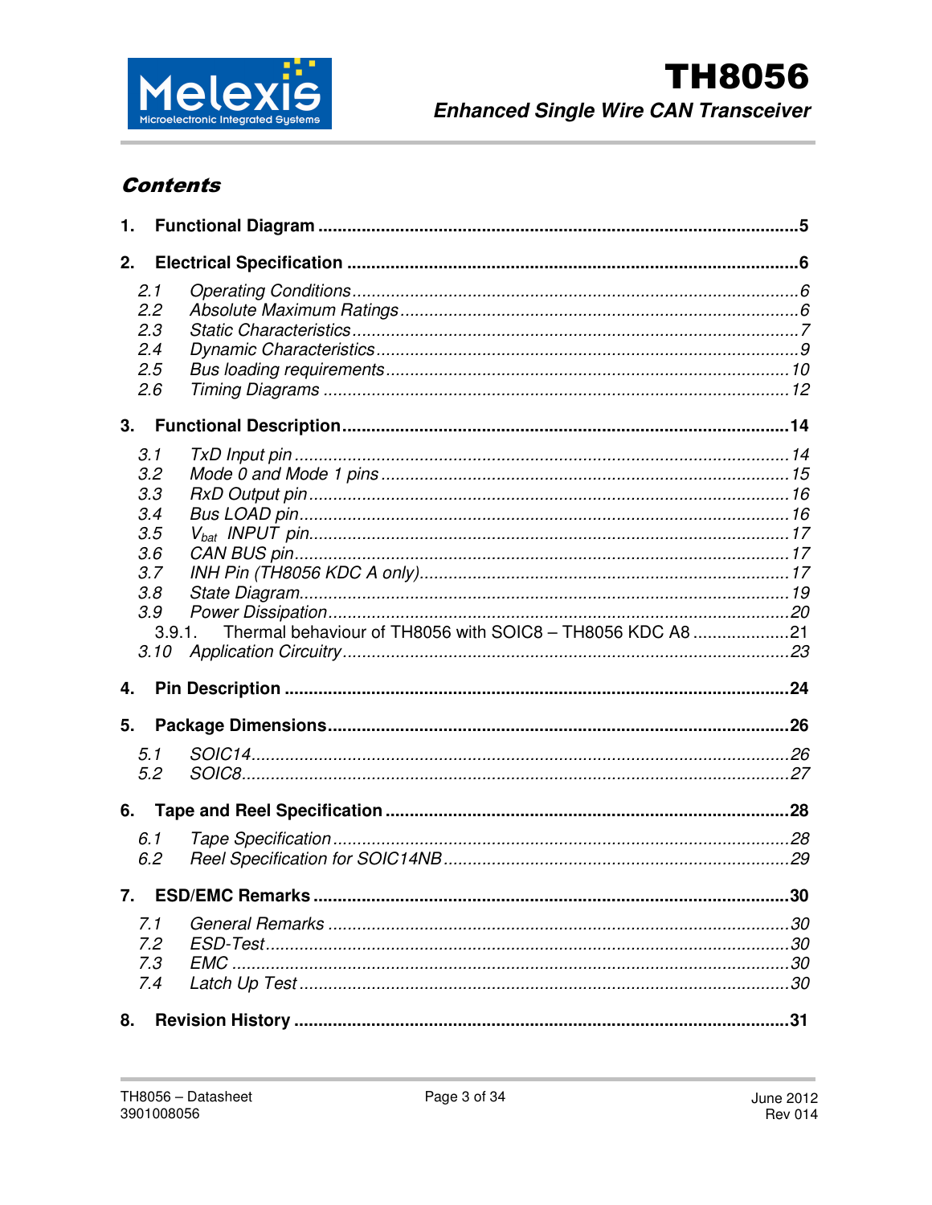## Contents

1. **Functional Diagram** .....5
2. **Electrical Specification** .....6
   - 2.1 *Operating Conditions* .....6
   - 2.2 *Absolute Maximum Ratings* .....6
   - 2.3 *Static Characteristics* .....7
   - 2.4 *Dynamic Characteristics* .....9
   - 2.5 *Bus loading requirements* .....10
   - 2.6 *Timing Diagrams* .....12
3. **Functional Description** .....14
   - 3.1 *TxD Input pin* .....14
   - 3.2 *Mode 0 and Mode 1 pins* .....15
   - 3.3 *RxD Output pin* .....16
   - 3.4 *Bus LOAD pin* .....16
   - 3.5 *$V_{bat}$ INPUT pin* .....17
   - 3.6 *CAN BUS pin* .....17
   - 3.7 *INH Pin (TH8056 KDC A only)* .....17
   - 3.8 *State Diagram* .....19
   - 3.9 *Power Dissipation* .....20
     - 3.9.1. Thermal behaviour of TH8056 with SOIC8 – TH8056 KDC A8 .....21
   - 3.10 *Application Circuitry* .....23
4. **Pin Description** .....24
5. **Package Dimensions** .....26
   - 5.1 *SOIC14* .....26
   - 5.2 *SOIC8* .....27
6. **Tape and Reel Specification** .....28
   - 6.1 *Tape Specification* .....28
   - 6.2 *Reel Specification for SOIC14NB* .....29
7. **ESD/EMC Remarks** .....30
   - 7.1 *General Remarks* .....30
   - 7.2 *ESD-Test* .....30
   - 7.3 *EMC* .....30
   - 7.4 *Latch Up Test* .....30
8. **Revision History** .....31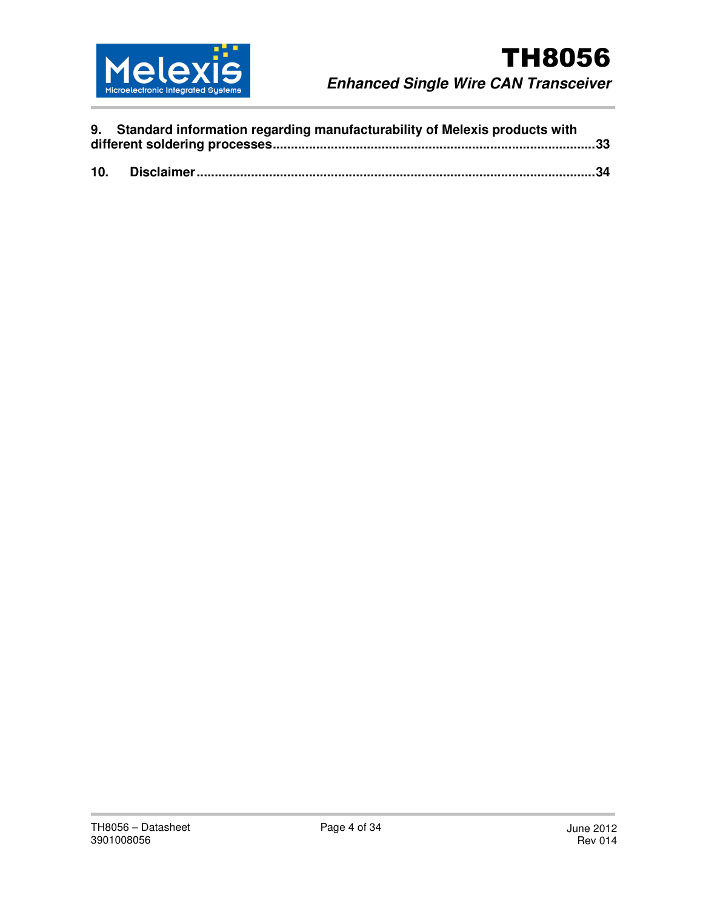**9. Standard information regarding manufacturability of Melexis products with different soldering processes....................................................................................33**

**10. Disclaimer...........................................................................................................34**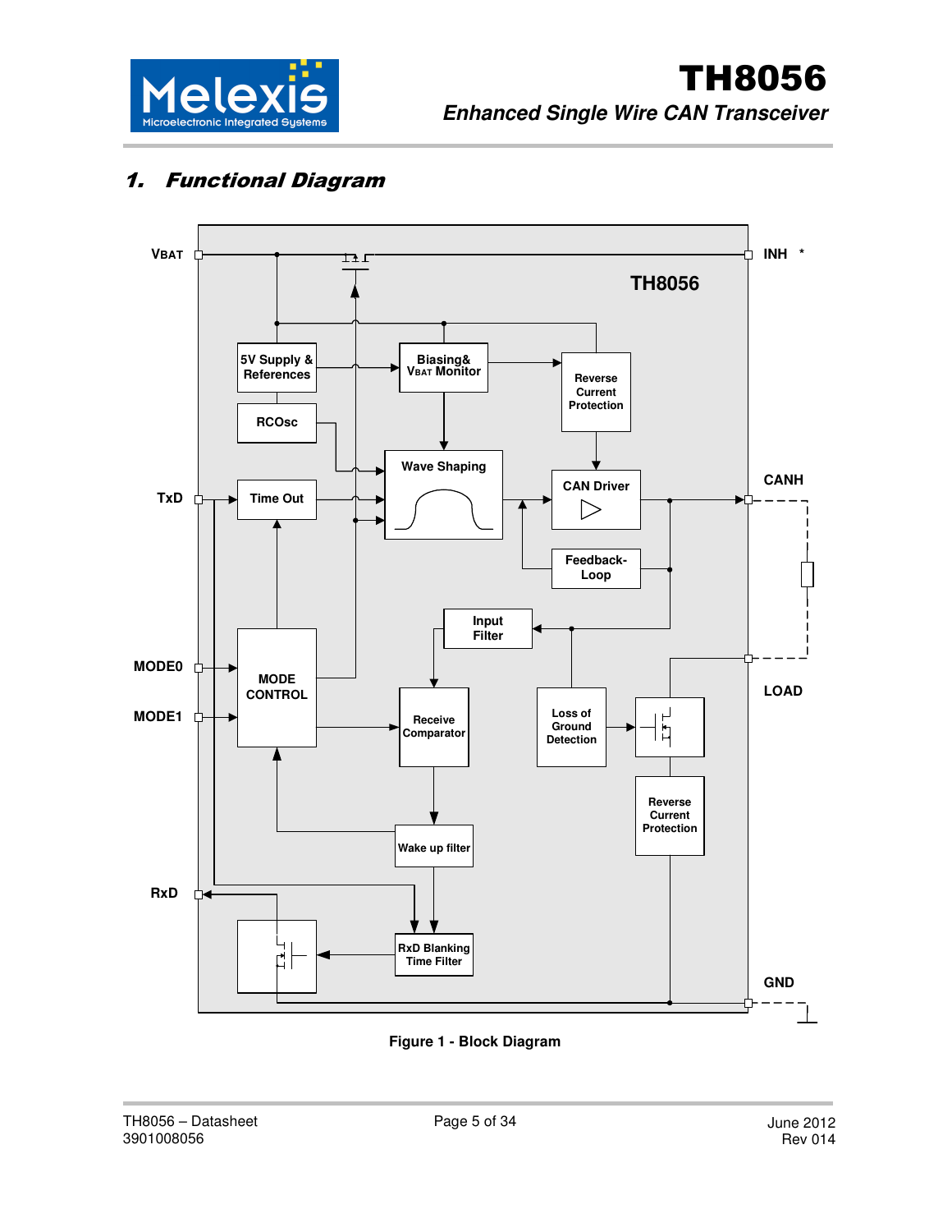# 1. Functional Diagram

Figure 1 - Block Diagram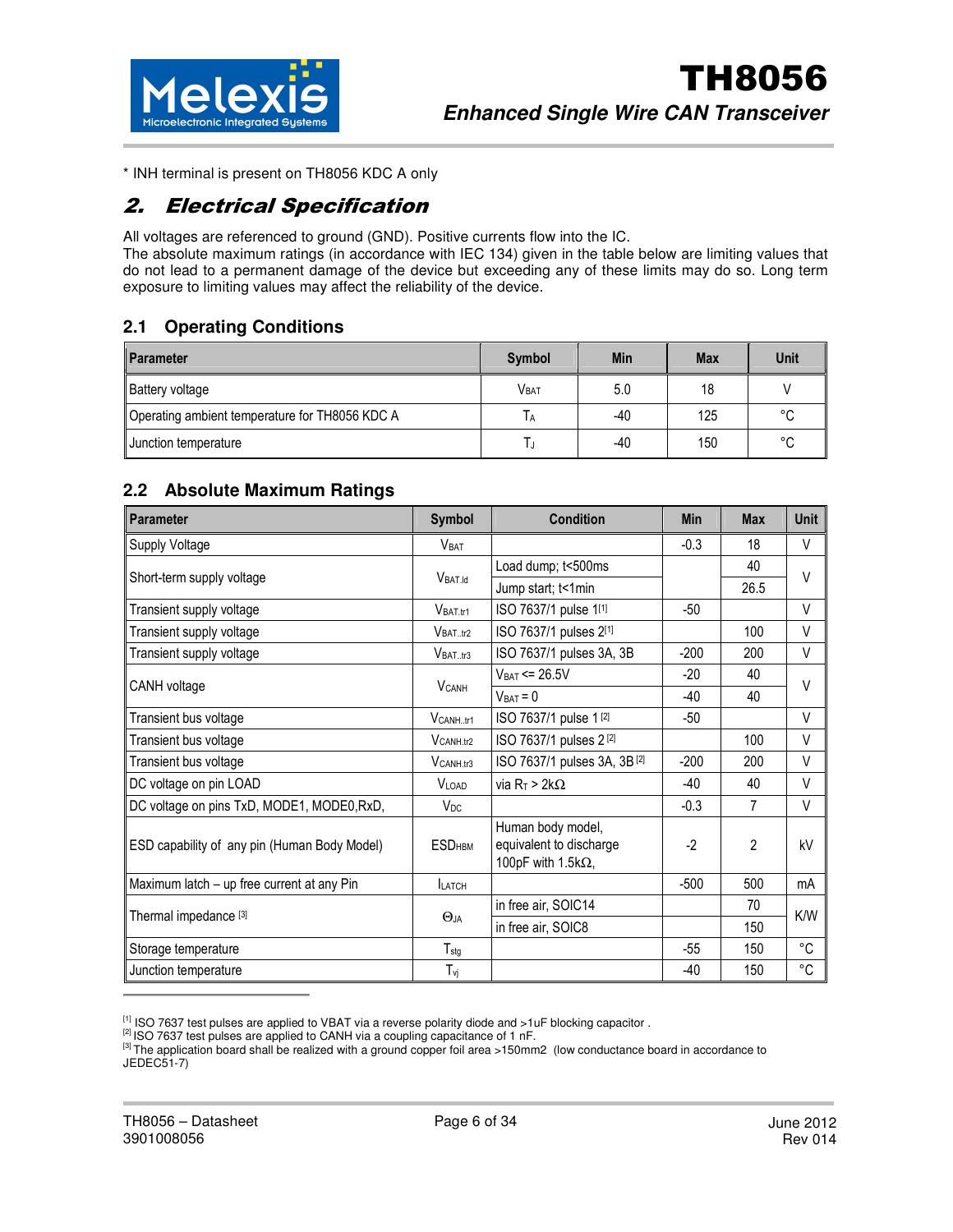* INH terminal is present on TH8056 KDC A only

## 2. Electrical Specification

All voltages are referenced to ground (GND). Positive currents flow into the IC.
The absolute maximum ratings (in accordance with IEC 134) given in the table below are limiting values that do not lead to a permanent damage of the device but exceeding any of these limits may do so. Long term exposure to limiting values may affect the reliability of the device.

### 2.1 Operating Conditions

| Parameter | Symbol | Min | Max | Unit |
|---|---|---|---|---|
| Battery voltage | $V_{BAT}$ | 5.0 | 18 | V |
| Operating ambient temperature for TH8056 KDC A | $T_A$ | -40 | 125 | °C |
| Junction temperature | $T_J$ | -40 | 150 | °C |

### 2.2 Absolute Maximum Ratings

| Parameter | Symbol | Condition | Min | Max | Unit |
|---|---|---|---|---|---|
| Supply Voltage | $V_{BAT}$ | | -0.3 | 18 | V |
| Short-term supply voltage | $V_{BAT.ld}$ | Load dump; t<500ms | | 40 | V |
| | | Jump start; t<1min | | 26.5 | |
| Transient supply voltage | $V_{BAT.tr1}$ | ISO 7637/1 pulse 1[1] | -50 | | V |
| Transient supply voltage | $V_{BAT..tr2}$ | ISO 7637/1 pulses 2[1] | | 100 | V |
| Transient supply voltage | $V_{BAT..tr3}$ | ISO 7637/1 pulses 3A, 3B | -200 | 200 | V |
| CANH voltage | $V_{CANH}$ | $V_{BAT}$ <= 26.5V | -20 | 40 | V |
| | | $V_{BAT}$ = 0 | -40 | 40 | |
| Transient bus voltage | $V_{CANH..tr1}$ | ISO 7637/1 pulse 1 [2] | -50 | | V |
| Transient bus voltage | $V_{CANH.tr2}$ | ISO 7637/1 pulses 2 [2] | | 100 | V |
| Transient bus voltage | $V_{CANH.tr3}$ | ISO 7637/1 pulses 3A, 3B [2] | -200 | 200 | V |
| DC voltage on pin LOAD | $V_{LOAD}$ | via $R_T$ > 2kΩ | -40 | 40 | V |
| DC voltage on pins TxD, MODE1, MODE0,RxD, | $V_{DC}$ | | -0.3 | 7 | V |
| ESD capability of any pin (Human Body Model) | $ESD_{HBM}$ | Human body model, equivalent to discharge 100pF with 1.5kΩ, | -2 | 2 | kV |
| Maximum latch – up free current at any Pin | $I_{LATCH}$ | | -500 | 500 | mA |
| Thermal impedance [3] | $\Theta_{JA}$ | in free air, SOIC14 | | 70 | K/W |
| | | in free air, SOIC8 | | 150 | |
| Storage temperature | $T_{stg}$ | | -55 | 150 | °C |
| Junction temperature | $T_{vj}$ | | -40 | 150 | °C |

[1] ISO 7637 test pulses are applied to VBAT via a reverse polarity diode and >1uF blocking capacitor .
[2] ISO 7637 test pulses are applied to CANH via a coupling capacitance of 1 nF.
[3] The application board shall be realized with a ground copper foil area >150mm2 (low conductance board in accordance to JEDEC51-7)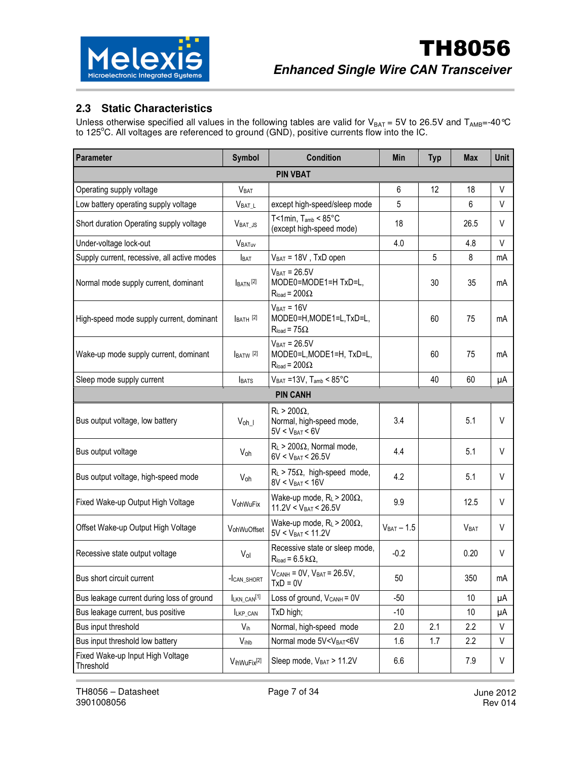## 2.3 Static Characteristics

Unless otherwise specified all values in the following tables are valid for $V_{BAT}$ = 5V to 26.5V and $T_{AMB}$=-40°C to 125°C. All voltages are referenced to ground (GND), positive currents flow into the IC.

| Parameter | Symbol | Condition | Min | Typ | Max | Unit |
|---|---|---|---|---|---|---|
| **PIN VBAT** | | | | | | |
| Operating supply voltage | $V_{BAT}$ | | 6 | 12 | 18 | V |
| Low battery operating supply voltage | $V_{BAT\_L}$ | except high-speed/sleep mode | 5 | | 6 | V |
| Short duration Operating supply voltage | $V_{BAT\_JS}$ | T<1min, $T_{amb}$ < 85°C (except high-speed mode) | 18 | | 26.5 | V |
| Under-voltage lock-out | $V_{BATuv}$ | | 4.0 | | 4.8 | V |
| Supply current, recessive, all active modes | $I_{BAT}$ | $V_{BAT}$ = 18V , TxD open | | 5 | 8 | mA |
| Normal mode supply current, dominant | $I_{BATN}$ [2] | $V_{BAT}$ = 26.5V MODE0=MODE1=H TxD=L, $R_{load}$ = 200Ω | | 30 | 35 | mA |
| High-speed mode supply current, dominant | $I_{BATH}$ [2] | $V_{BAT}$ = 16V MODE0=H,MODE1=L,TxD=L, $R_{load}$ = 75Ω | | 60 | 75 | mA |
| Wake-up mode supply current, dominant | $I_{BATW}$ [2] | $V_{BAT}$ = 26.5V MODE0=L,MODE1=H, TxD=L, $R_{load}$ = 200Ω | | 60 | 75 | mA |
| Sleep mode supply current | $I_{BATS}$ | $V_{BAT}$ =13V, $T_{amb}$ < 85°C | | 40 | 60 | µA |
| **PIN CANH** | | | | | | |
| Bus output voltage, low battery | $V_{oh\_l}$ | $R_L$ > 200Ω, Normal, high-speed mode, 5V < $V_{BAT}$ < 6V | 3.4 | | 5.1 | V |
| Bus output voltage | $V_{oh}$ | $R_L$ > 200Ω, Normal mode, 6V < $V_{BAT}$ < 26.5V | 4.4 | | 5.1 | V |
| Bus output voltage, high-speed mode | $V_{oh}$ | $R_L$ > 75Ω, high-speed mode, 8V < $V_{BAT}$ < 16V | 4.2 | | 5.1 | V |
| Fixed Wake-up Output High Voltage | $V_{ohWuFix}$ | Wake-up mode, $R_L$ > 200Ω, 11.2V < $V_{BAT}$ < 26.5V | 9.9 | | 12.5 | V |
| Offset Wake-up Output High Voltage | $V_{ohWuOffset}$ | Wake-up mode, $R_L$ > 200Ω, 5V < $V_{BAT}$ < 11.2V | $V_{BAT}$ – 1.5 | | $V_{BAT}$ | V |
| Recessive state output voltage | $V_{ol}$ | Recessive state or sleep mode, $R_{load}$ = 6.5 kΩ, | -0.2 | | 0.20 | V |
| Bus short circuit current | $-I_{CAN\_SHORT}$ | $V_{CANH}$ = 0V, $V_{BAT}$ = 26.5V, TxD = 0V | 50 | | 350 | mA |
| Bus leakage current during loss of ground | $I_{LKN\_CAN}$[1] | Loss of ground, $V_{CANH}$ = 0V | -50 | | 10 | µA |
| Bus leakage current, bus positive | $I_{LKP\_CAN}$ | TxD high; | -10 | | 10 | µA |
| Bus input threshold | $V_{ih}$ | Normal, high-speed mode | 2.0 | 2.1 | 2.2 | V |
| Bus input threshold low battery | $V_{ihlb}$ | Normal mode 5V<$V_{BAT}$<6V | 1.6 | 1.7 | 2.2 | V |
| Fixed Wake-up Input High Voltage Threshold | $V_{ihWuFix}$[2] | Sleep mode, $V_{BAT}$ > 11.2V | 6.6 | | 7.9 | V |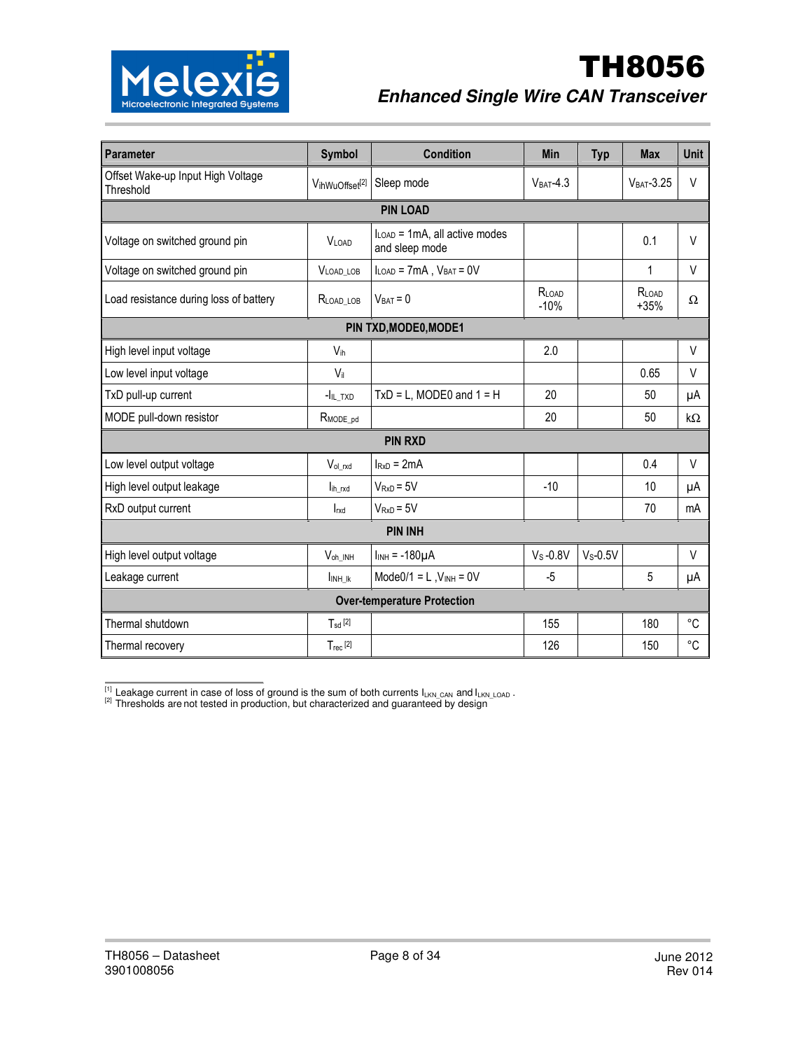| Parameter | Symbol | Condition | Min | Typ | Max | Unit |
|---|---|---|---|---|---|---|
| Offset Wake-up Input High Voltage Threshold | $V_{ihWuOffset}$[2] | Sleep mode | $V_{BAT}$-4.3 | | $V_{BAT}$-3.25 | V |
| **PIN LOAD** | | | | | | |
| Voltage on switched ground pin | $V_{LOAD}$ | $I_{LOAD}$ = 1mA, all active modes and sleep mode | | | 0.1 | V |
| Voltage on switched ground pin | $V_{LOAD\_LOB}$ | $I_{LOAD}$ = 7mA , $V_{BAT}$ = 0V | | | 1 | V |
| Load resistance during loss of battery | $R_{LOAD\_LOB}$ | $V_{BAT}$ = 0 | $R_{LOAD}$ -10% | | $R_{LOAD}$ +35% | Ω |
| **PIN TXD,MODE0,MODE1** | | | | | | |
| High level input voltage | $V_{ih}$ | | 2.0 | | | V |
| Low level input voltage | $V_{il}$ | | | | 0.65 | V |
| TxD pull-up current | $-I_{IL\_TXD}$ | TxD = L, MODE0 and 1 = H | 20 | | 50 | µA |
| MODE pull-down resistor | $R_{MODE\_pd}$ | | 20 | | 50 | kΩ |
| **PIN RXD** | | | | | | |
| Low level output voltage | $V_{ol\_rxd}$ | $I_{RxD}$ = 2mA | | | 0.4 | V |
| High level output leakage | $I_{ih\_rxd}$ | $V_{RxD}$ = 5V | -10 | | 10 | µA |
| RxD output current | $I_{rxd}$ | $V_{RxD}$ = 5V | | | 70 | mA |
| **PIN INH** | | | | | | |
| High level output voltage | $V_{oh\_INH}$ | $I_{INH}$ = -180µA | $V_S$ -0.8V | $V_S$-0.5V | | V |
| Leakage current | $I_{INH\_lk}$ | Mode0/1 = L ,$V_{INH}$ = 0V | -5 | | 5 | µA |
| **Over-temperature Protection** | | | | | | |
| Thermal shutdown | $T_{sd}$ [2] | | 155 | | 180 | °C |
| Thermal recovery | $T_{rec}$ [2] | | 126 | | 150 | °C |

[1] Leakage current in case of loss of ground is the sum of both currents $I_{LKN\_CAN}$ and $I_{LKN\_LOAD}$ .
[2] Thresholds are not tested in production, but characterized and guaranteed by design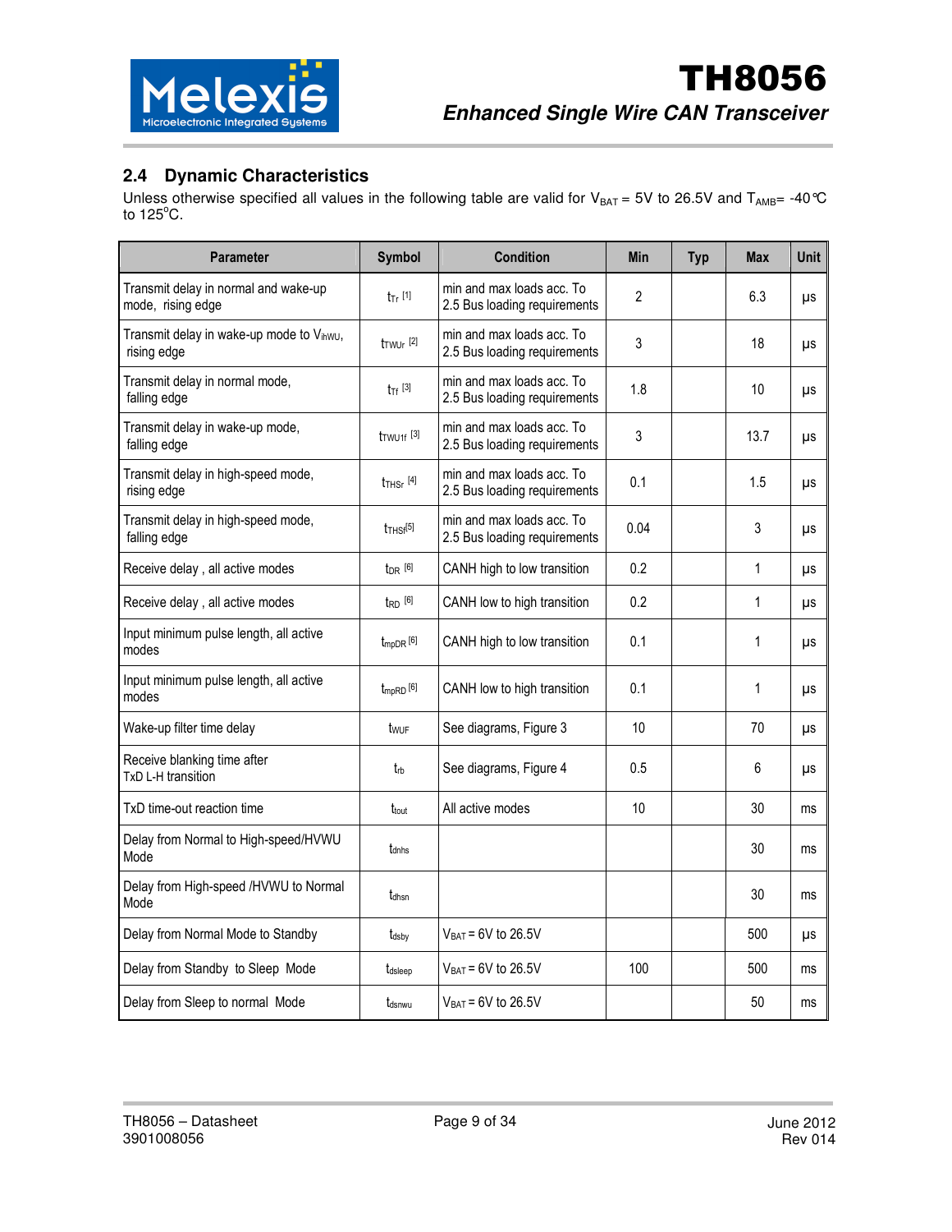## 2.4 Dynamic Characteristics

Unless otherwise specified all values in the following table are valid for $V_{BAT}$ = 5V to 26.5V and $T_{AMB}$= -40°C to 125°C.

| Parameter | Symbol | Condition | Min | Typ | Max | Unit |
|---|---|---|---|---|---|---|
| Transmit delay in normal and wake-up mode, rising edge | $t_{Tr}$ [1] | min and max loads acc. To 2.5 Bus loading requirements | 2 | | 6.3 | µs |
| Transmit delay in wake-up mode to $V_{ihWU}$, rising edge | $t_{TWUr}$ [2] | min and max loads acc. To 2.5 Bus loading requirements | 3 | | 18 | µs |
| Transmit delay in normal mode, falling edge | $t_{Tf}$ [3] | min and max loads acc. To 2.5 Bus loading requirements | 1.8 | | 10 | µs |
| Transmit delay in wake-up mode, falling edge | $t_{TWU1f}$ [3] | min and max loads acc. To 2.5 Bus loading requirements | 3 | | 13.7 | µs |
| Transmit delay in high-speed mode, rising edge | $t_{THSr}$ [4] | min and max loads acc. To 2.5 Bus loading requirements | 0.1 | | 1.5 | µs |
| Transmit delay in high-speed mode, falling edge | $t_{THSf}$[5] | min and max loads acc. To 2.5 Bus loading requirements | 0.04 | | 3 | µs |
| Receive delay , all active modes | $t_{DR}$ [6] | CANH high to low transition | 0.2 | | 1 | µs |
| Receive delay , all active modes | $t_{RD}$ [6] | CANH low to high transition | 0.2 | | 1 | µs |
| Input minimum pulse length, all active modes | $t_{mpDR}$ [6] | CANH high to low transition | 0.1 | | 1 | µs |
| Input minimum pulse length, all active modes | $t_{mpRD}$ [6] | CANH low to high transition | 0.1 | | 1 | µs |
| Wake-up filter time delay | $t_{WUF}$ | See diagrams, Figure 3 | 10 | | 70 | µs |
| Receive blanking time after TxD L-H transition | $t_{rb}$ | See diagrams, Figure 4 | 0.5 | | 6 | µs |
| TxD time-out reaction time | $t_{tout}$ | All active modes | 10 | | 30 | ms |
| Delay from Normal to High-speed/HVWU Mode | $t_{dnhs}$ | | | | 30 | ms |
| Delay from High-speed /HVWU to Normal Mode | $t_{dhsn}$ | | | | 30 | ms |
| Delay from Normal Mode to Standby | $t_{dsby}$ | $V_{BAT}$ = 6V to 26.5V | | | 500 | µs |
| Delay from Standby to Sleep Mode | $t_{dsleep}$ | $V_{BAT}$ = 6V to 26.5V | 100 | | 500 | ms |
| Delay from Sleep to normal Mode | $t_{dsnwu}$ | $V_{BAT}$ = 6V to 26.5V | | | 50 | ms |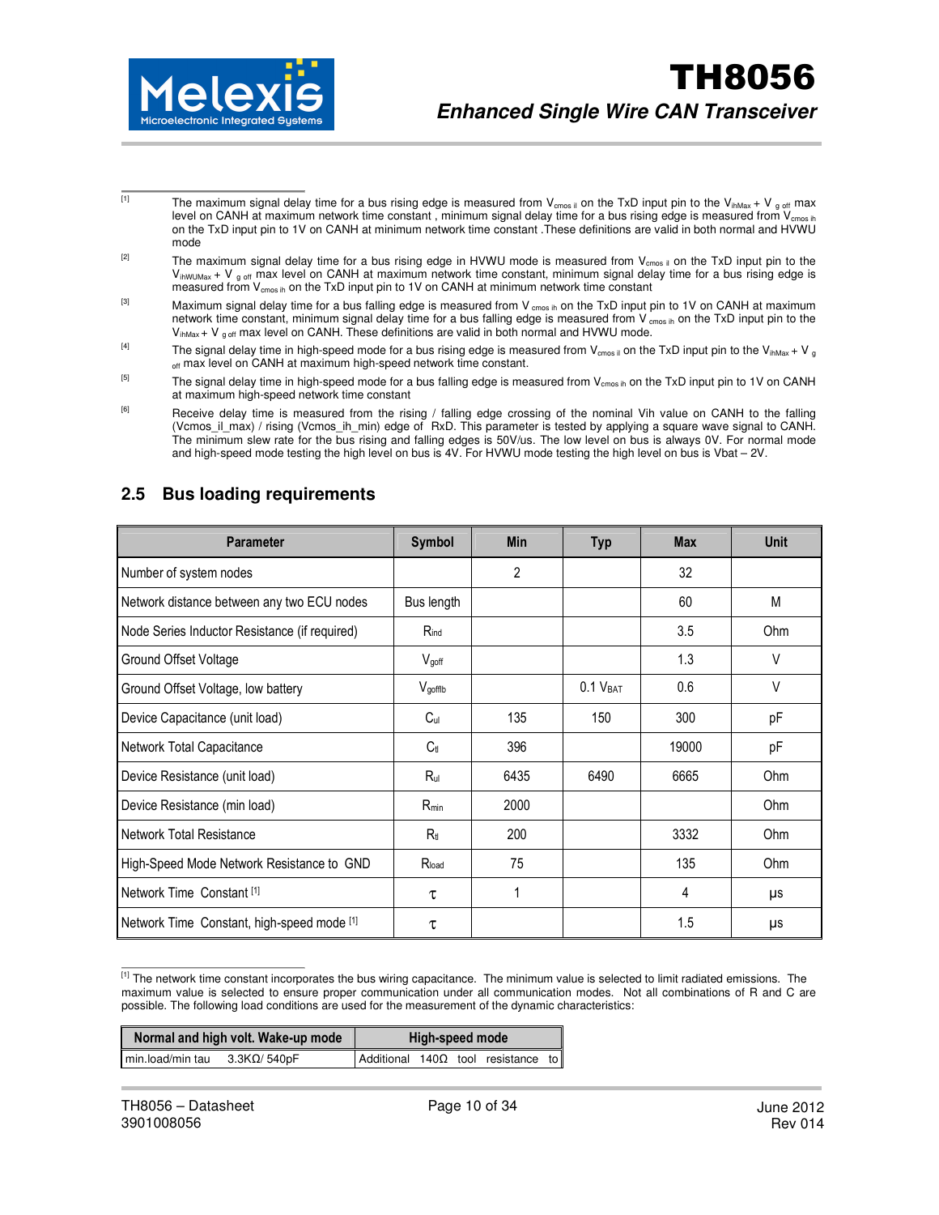[1] The maximum signal delay time for a bus rising edge is measured from $V_{cmos\ il}$ on the TxD input pin to the $V_{ihMax}$ + $V_{g\ off}$ max level on CANH at maximum network time constant , minimum signal delay time for a bus rising edge is measured from $V_{cmos\ ih}$ on the TxD input pin to 1V on CANH at minimum network time constant .These definitions are valid in both normal and HVWU mode

[2] The maximum signal delay time for a bus rising edge in HVWU mode is measured from $V_{cmos\ il}$ on the TxD input pin to the $V_{ihWUMax}$ + $V_{g\ off}$ max level on CANH at maximum network time constant, minimum signal delay time for a bus rising edge is measured from $V_{cmos\ ih}$ on the TxD input pin to 1V on CANH at minimum network time constant

[3] Maximum signal delay time for a bus falling edge is measured from $V_{cmos\ ih}$ on the TxD input pin to 1V on CANH at maximum network time constant, minimum signal delay time for a bus falling edge is measured from $V_{cmos\ ih}$ on the TxD input pin to the $V_{ihMax}$ + $V_{g\ off}$ max level on CANH. These definitions are valid in both normal and HVWU mode.

[4] The signal delay time in high-speed mode for a bus rising edge is measured from $V_{cmos\ il}$ on the TxD input pin to the $V_{ihMax}$ + $V_{g\ off}$ max level on CANH at maximum high-speed network time constant.

[5] The signal delay time in high-speed mode for a bus falling edge is measured from $V_{cmos\ ih}$ on the TxD input pin to 1V on CANH at maximum high-speed network time constant

[6] Receive delay time is measured from the rising / falling edge crossing of the nominal Vih value on CANH to the falling (Vcmos_il_max) / rising (Vcmos_ih_min) edge of RxD. This parameter is tested by applying a square wave signal to CANH. The minimum slew rate for the bus rising and falling edges is 50V/us. The low level on bus is always 0V. For normal mode and high-speed mode testing the high level on bus is 4V. For HVWU mode testing the high level on bus is Vbat – 2V.

## 2.5 Bus loading requirements

| Parameter | Symbol | Min | Typ | Max | Unit |
|---|---|---|---|---|---|
| Number of system nodes | | 2 | | 32 | |
| Network distance between any two ECU nodes | Bus length | | | 60 | M |
| Node Series Inductor Resistance (if required) | $R_{ind}$ | | | 3.5 | Ohm |
| Ground Offset Voltage | $V_{goff}$ | | | 1.3 | V |
| Ground Offset Voltage, low battery | $V_{gofflb}$ | | 0.1 $V_{BAT}$ | 0.6 | V |
| Device Capacitance (unit load) | $C_{ul}$ | 135 | 150 | 300 | pF |
| Network Total Capacitance | $C_{tl}$ | 396 | | 19000 | pF |
| Device Resistance (unit load) | $R_{ul}$ | 6435 | 6490 | 6665 | Ohm |
| Device Resistance (min load) | $R_{min}$ | 2000 | | | Ohm |
| Network Total Resistance | $R_{tl}$ | 200 | | 3332 | Ohm |
| High-Speed Mode Network Resistance to GND | $R_{load}$ | 75 | | 135 | Ohm |
| Network Time Constant [1] | $\tau$ | 1 | | 4 | µs |
| Network Time Constant, high-speed mode [1] | $\tau$ | | | 1.5 | µs |

[1] The network time constant incorporates the bus wiring capacitance. The minimum value is selected to limit radiated emissions. The maximum value is selected to ensure proper communication under all communication modes. Not all combinations of R and C are possible. The following load conditions are used for the measurement of the dynamic characteristics:

| Normal and high volt. Wake-up mode | High-speed mode |
|---|---|
| min.load/min tau 3.3KΩ/ 540pF | Additional 140Ω tool resistance to |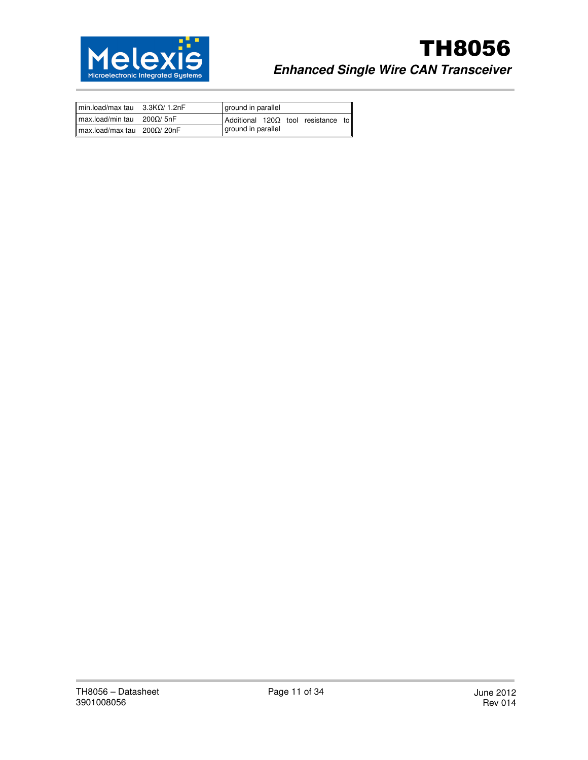| | | |
|---|---|---|
| min.load/max tau | 3.3KΩ/ 1.2nF | ground in parallel |
| max.load/min tau | 200Ω/ 5nF | Additional 120Ω tool resistance to ground in parallel |
| max.load/max tau | 200Ω/ 20nF | |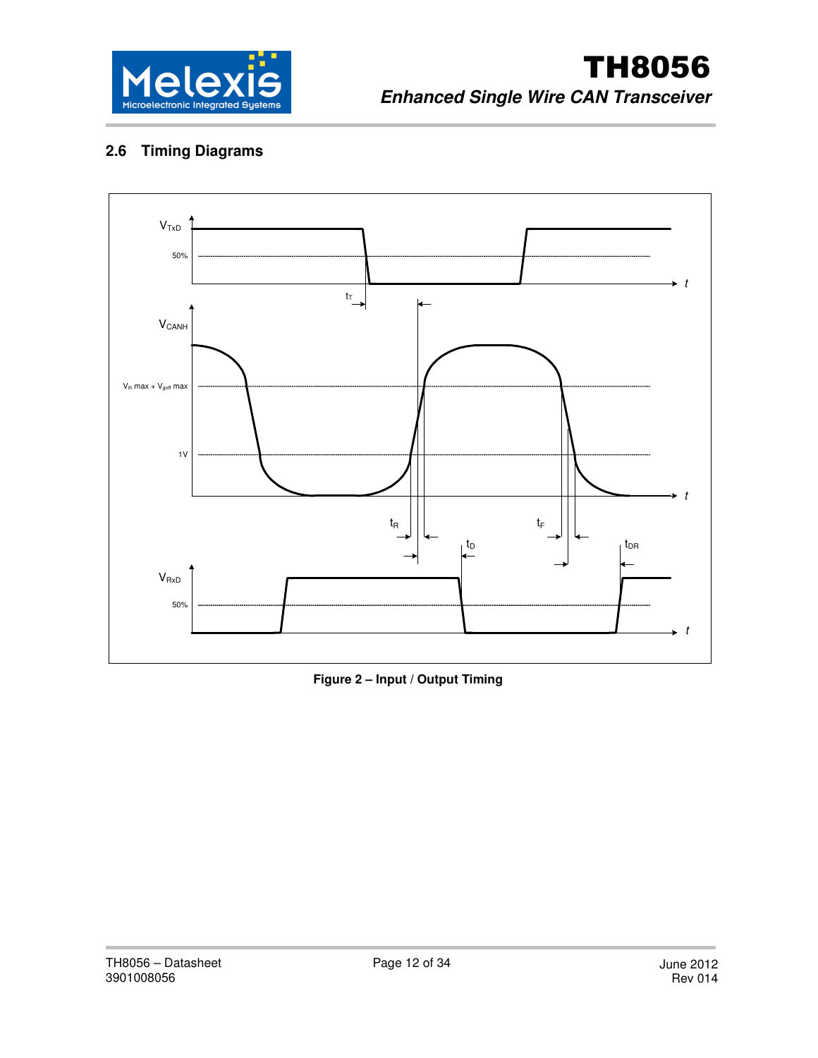## 2.6 Timing Diagrams

**Figure 2 – Input / Output Timing**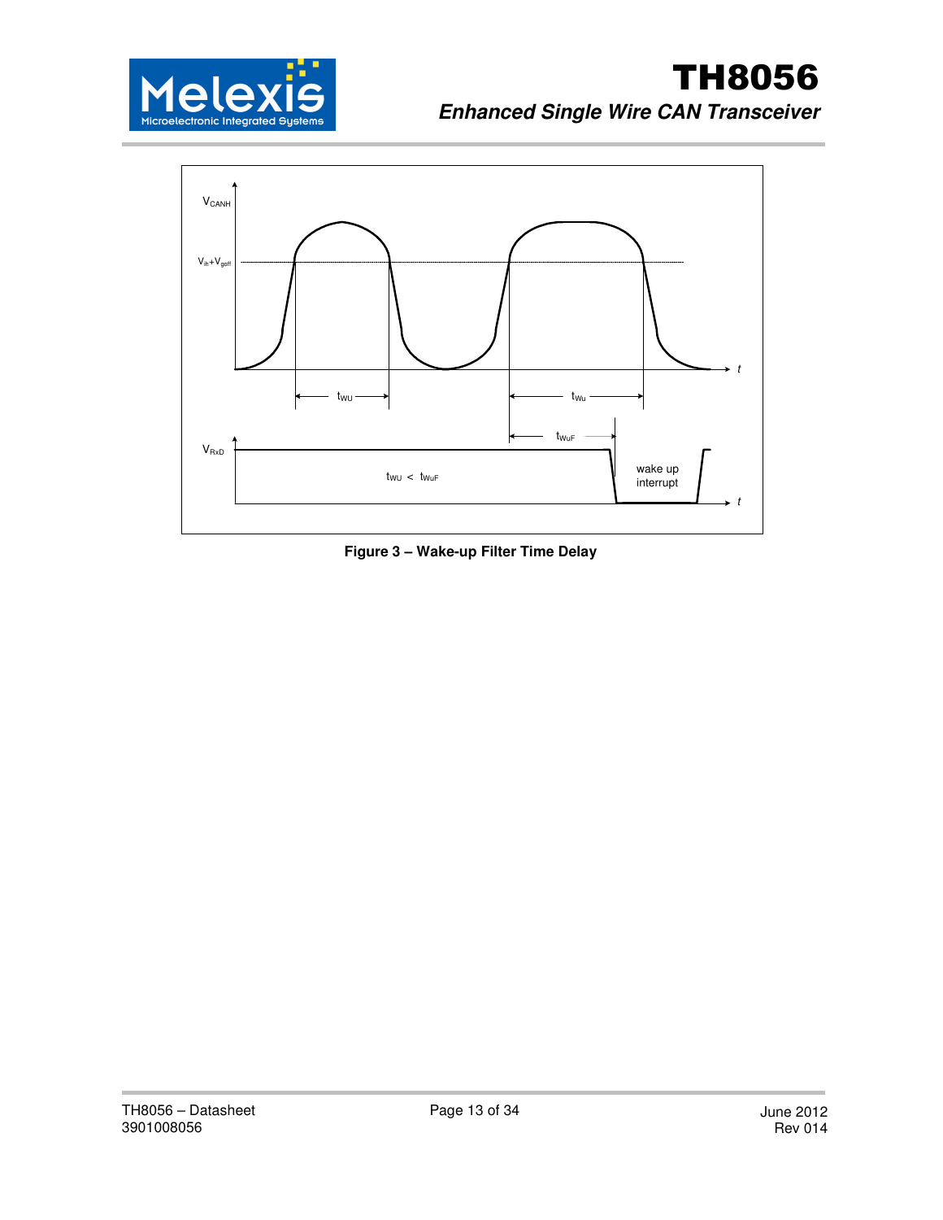**Figure 3 – Wake-up Filter Time Delay**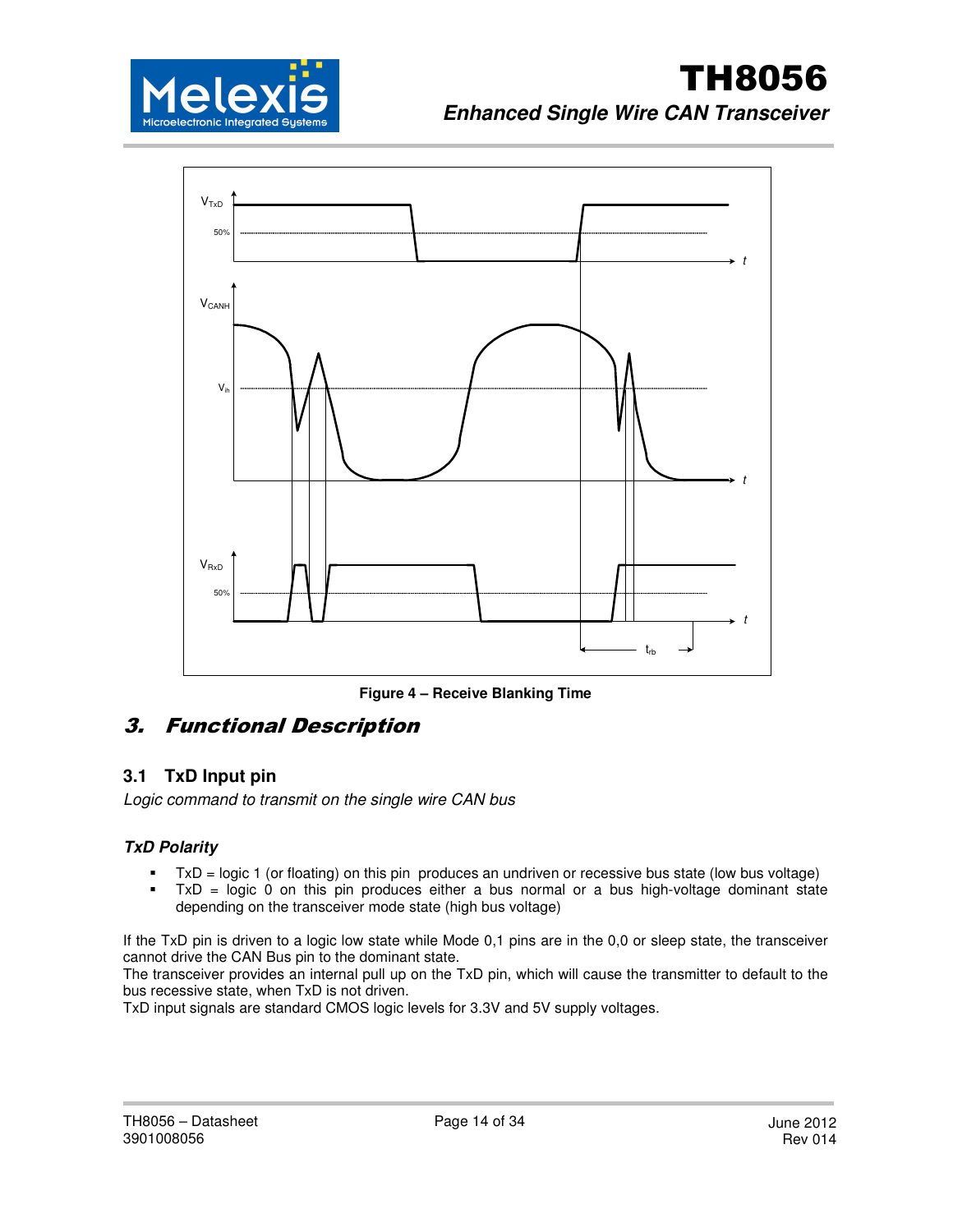Figure 4 – Receive Blanking Time

## 3. Functional Description

### 3.1 TxD Input pin

*Logic command to transmit on the single wire CAN bus*

#### *TxD Polarity*

- TxD = logic 1 (or floating) on this pin produces an undriven or recessive bus state (low bus voltage)
- TxD = logic 0 on this pin produces either a bus normal or a bus high-voltage dominant state depending on the transceiver mode state (high bus voltage)

If the TxD pin is driven to a logic low state while Mode 0,1 pins are in the 0,0 or sleep state, the transceiver cannot drive the CAN Bus pin to the dominant state.
The transceiver provides an internal pull up on the TxD pin, which will cause the transmitter to default to the bus recessive state, when TxD is not driven.
TxD input signals are standard CMOS logic levels for 3.3V and 5V supply voltages.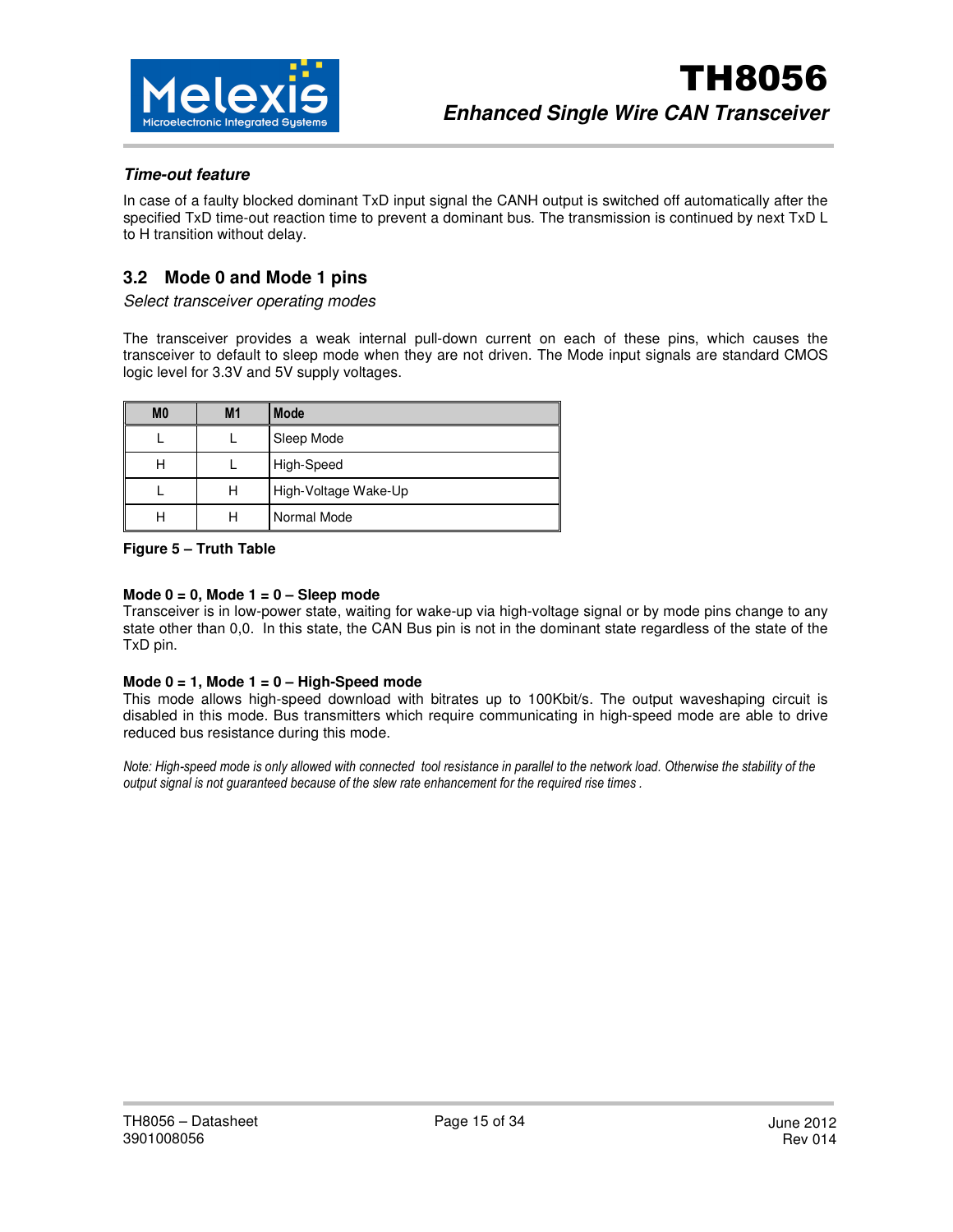### *Time-out feature*

In case of a faulty blocked dominant TxD input signal the CANH output is switched off automatically after the specified TxD time-out reaction time to prevent a dominant bus. The transmission is continued by next TxD L to H transition without delay.

## 3.2 Mode 0 and Mode 1 pins

*Select transceiver operating modes*

The transceiver provides a weak internal pull-down current on each of these pins, which causes the transceiver to default to sleep mode when they are not driven. The Mode input signals are standard CMOS logic level for 3.3V and 5V supply voltages.

| M0 | M1 | Mode |
|---|---|---|
| L | L | Sleep Mode |
| H | L | High-Speed |
| L | H | High-Voltage Wake-Up |
| H | H | Normal Mode |

**Figure 5 – Truth Table**

**Mode 0 = 0, Mode 1 = 0 – Sleep mode**
Transceiver is in low-power state, waiting for wake-up via high-voltage signal or by mode pins change to any state other than 0,0. In this state, the CAN Bus pin is not in the dominant state regardless of the state of the TxD pin.

**Mode 0 = 1, Mode 1 = 0 – High-Speed mode**
This mode allows high-speed download with bitrates up to 100Kbit/s. The output waveshaping circuit is disabled in this mode. Bus transmitters which require communicating in high-speed mode are able to drive reduced bus resistance during this mode.

*Note: High-speed mode is only allowed with connected tool resistance in parallel to the network load. Otherwise the stability of the output signal is not guaranteed because of the slew rate enhancement for the required rise times .*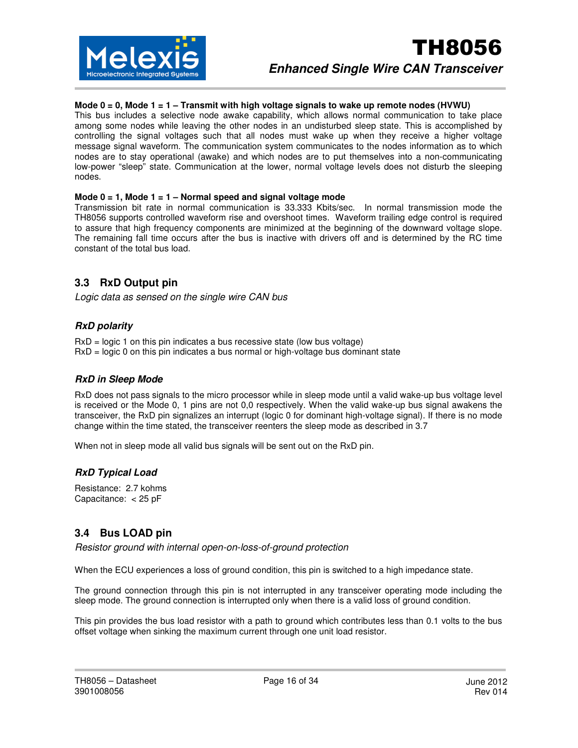**Mode 0 = 0, Mode 1 = 1 – Transmit with high voltage signals to wake up remote nodes (HVWU)**

This bus includes a selective node awake capability, which allows normal communication to take place among some nodes while leaving the other nodes in an undisturbed sleep state. This is accomplished by controlling the signal voltages such that all nodes must wake up when they receive a higher voltage message signal waveform. The communication system communicates to the nodes information as to which nodes are to stay operational (awake) and which nodes are to put themselves into a non-communicating low-power "sleep" state. Communication at the lower, normal voltage levels does not disturb the sleeping nodes.

**Mode 0 = 1, Mode 1 = 1 – Normal speed and signal voltage mode**

Transmission bit rate in normal communication is 33.333 Kbits/sec. In normal transmission mode the TH8056 supports controlled waveform rise and overshoot times. Waveform trailing edge control is required to assure that high frequency components are minimized at the beginning of the downward voltage slope. The remaining fall time occurs after the bus is inactive with drivers off and is determined by the RC time constant of the total bus load.

## 3.3 RxD Output pin

*Logic data as sensed on the single wire CAN bus*

### *RxD polarity*

RxD = logic 1 on this pin indicates a bus recessive state (low bus voltage)
RxD = logic 0 on this pin indicates a bus normal or high-voltage bus dominant state

### *RxD in Sleep Mode*

RxD does not pass signals to the micro processor while in sleep mode until a valid wake-up bus voltage level is received or the Mode 0, 1 pins are not 0,0 respectively. When the valid wake-up bus signal awakens the transceiver, the RxD pin signalizes an interrupt (logic 0 for dominant high-voltage signal). If there is no mode change within the time stated, the transceiver reenters the sleep mode as described in 3.7

When not in sleep mode all valid bus signals will be sent out on the RxD pin.

### *RxD Typical Load*

Resistance: 2.7 kohms
Capacitance: < 25 pF

## 3.4 Bus LOAD pin

*Resistor ground with internal open-on-loss-of-ground protection*

When the ECU experiences a loss of ground condition, this pin is switched to a high impedance state.

The ground connection through this pin is not interrupted in any transceiver operating mode including the sleep mode. The ground connection is interrupted only when there is a valid loss of ground condition.

This pin provides the bus load resistor with a path to ground which contributes less than 0.1 volts to the bus offset voltage when sinking the maximum current through one unit load resistor.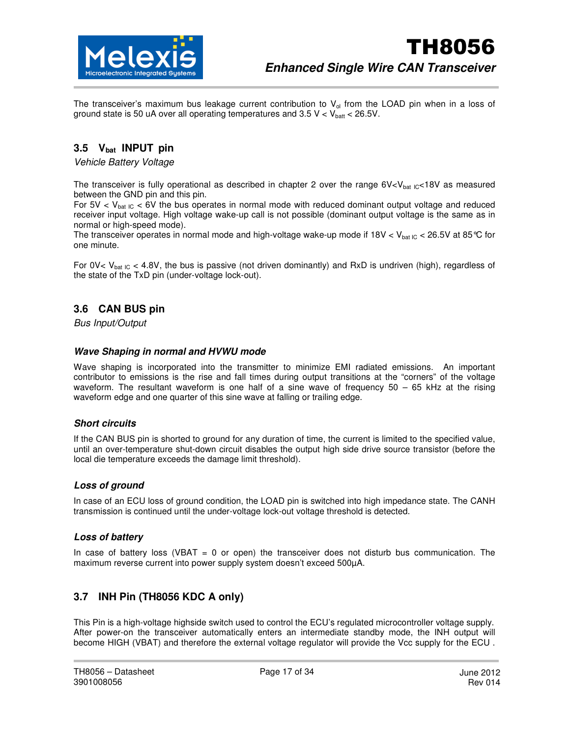The transceiver's maximum bus leakage current contribution to $V_{ol}$ from the LOAD pin when in a loss of ground state is 50 uA over all operating temperatures and 3.5 V < $V_{batt}$ < 26.5V.

## 3.5 $V_{bat}$ INPUT pin

*Vehicle Battery Voltage*

The transceiver is fully operational as described in chapter 2 over the range 6V<$V_{bat\ IC}$<18V as measured between the GND pin and this pin.
For 5V < $V_{bat\ IC}$ < 6V the bus operates in normal mode with reduced dominant output voltage and reduced receiver input voltage. High voltage wake-up call is not possible (dominant output voltage is the same as in normal or high-speed mode).
The transceiver operates in normal mode and high-voltage wake-up mode if 18V < $V_{bat\ IC}$ < 26.5V at 85°C for one minute.

For 0V< $V_{bat\ IC}$ < 4.8V, the bus is passive (not driven dominantly) and RxD is undriven (high), regardless of the state of the TxD pin (under-voltage lock-out).

## 3.6 CAN BUS pin

*Bus Input/Output*

### *Wave Shaping in normal and HVWU mode*

Wave shaping is incorporated into the transmitter to minimize EMI radiated emissions. An important contributor to emissions is the rise and fall times during output transitions at the "corners" of the voltage waveform. The resultant waveform is one half of a sine wave of frequency 50 – 65 kHz at the rising waveform edge and one quarter of this sine wave at falling or trailing edge.

### *Short circuits*

If the CAN BUS pin is shorted to ground for any duration of time, the current is limited to the specified value, until an over-temperature shut-down circuit disables the output high side drive source transistor (before the local die temperature exceeds the damage limit threshold).

### *Loss of ground*

In case of an ECU loss of ground condition, the LOAD pin is switched into high impedance state. The CANH transmission is continued until the under-voltage lock-out voltage threshold is detected.

### *Loss of battery*

In case of battery loss (VBAT = 0 or open) the transceiver does not disturb bus communication. The maximum reverse current into power supply system doesn't exceed 500µA.

## 3.7 INH Pin (TH8056 KDC A only)

This Pin is a high-voltage highside switch used to control the ECU's regulated microcontroller voltage supply. After power-on the transceiver automatically enters an intermediate standby mode, the INH output will become HIGH (VBAT) and therefore the external voltage regulator will provide the Vcc supply for the ECU .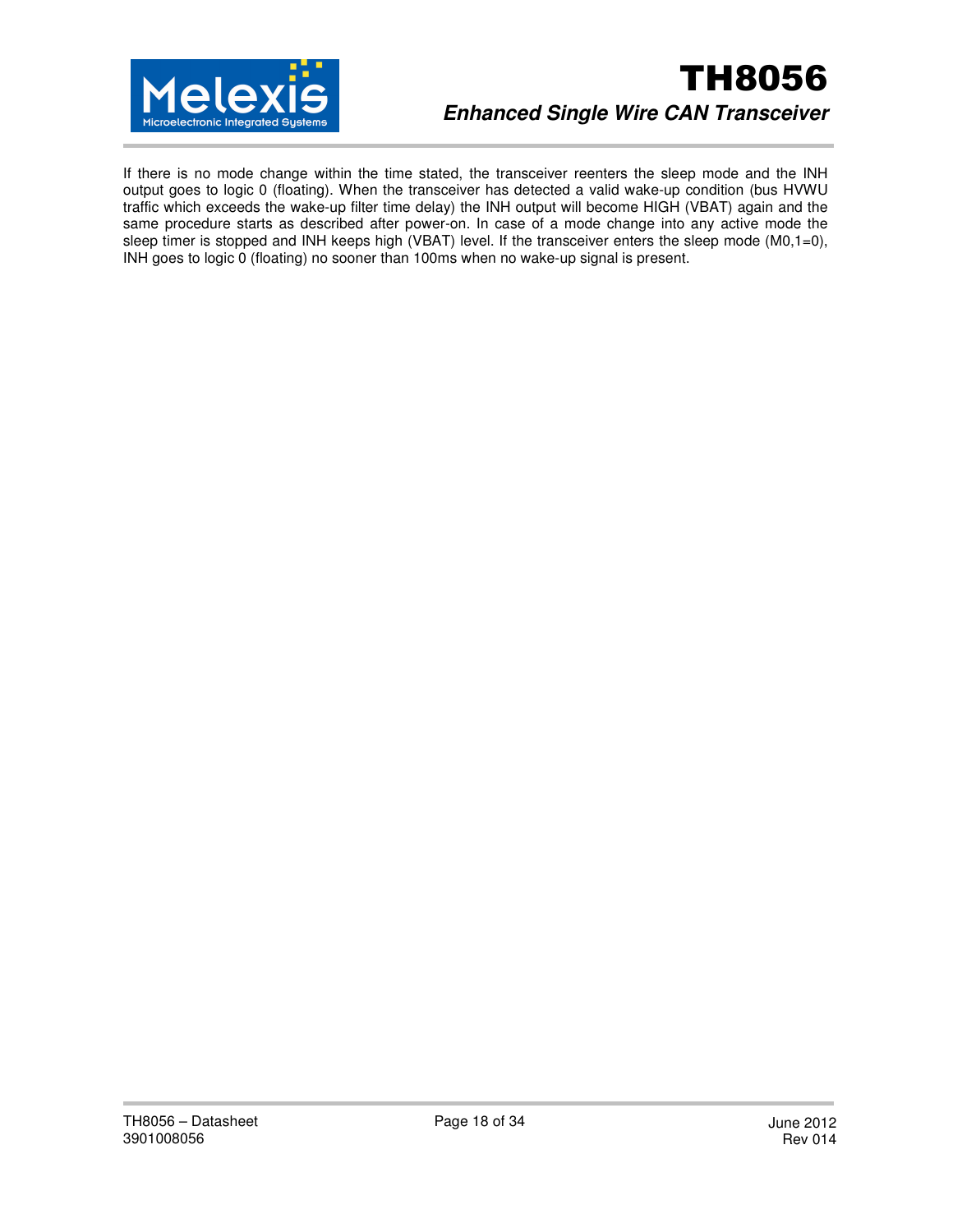If there is no mode change within the time stated, the transceiver reenters the sleep mode and the INH output goes to logic 0 (floating). When the transceiver has detected a valid wake-up condition (bus HVWU traffic which exceeds the wake-up filter time delay) the INH output will become HIGH (VBAT) again and the same procedure starts as described after power-on. In case of a mode change into any active mode the sleep timer is stopped and INH keeps high (VBAT) level. If the transceiver enters the sleep mode (M0,1=0), INH goes to logic 0 (floating) no sooner than 100ms when no wake-up signal is present.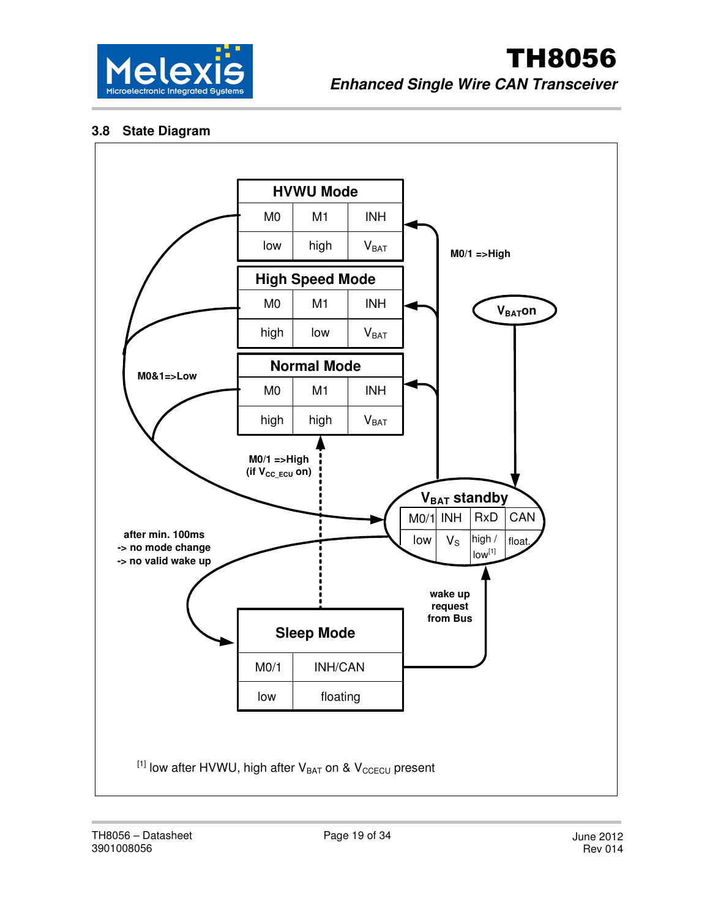## 3.8 State Diagram

**HVWU Mode**

| M0 | M1 | INH |
|---|---|---|
| low | high | $V_{BAT}$ |

**High Speed Mode**

| M0 | M1 | INH |
|---|---|---|
| high | low | $V_{BAT}$ |

**Normal Mode**

| M0 | M1 | INH |
|---|---|---|
| high | high | $V_{BAT}$ |

**$V_{BAT}$ standby**

| M0/1 | INH | RxD | CAN |
|---|---|---|---|
| low | $V_S$ | high / low[1] | float. |

**Sleep Mode**

| M0/1 | INH/CAN |
|---|---|
| low | floating |

$V_{BAT}$ on

M0/1 =>High

M0&1=>Low

M0/1 =>High (if $V_{CC\_ECU}$ on)

after min. 100ms
-> no mode change
-> no valid wake up

wake up request from Bus

[1] low after HVWU, high after $V_{BAT}$ on & $V_{CCECU}$ present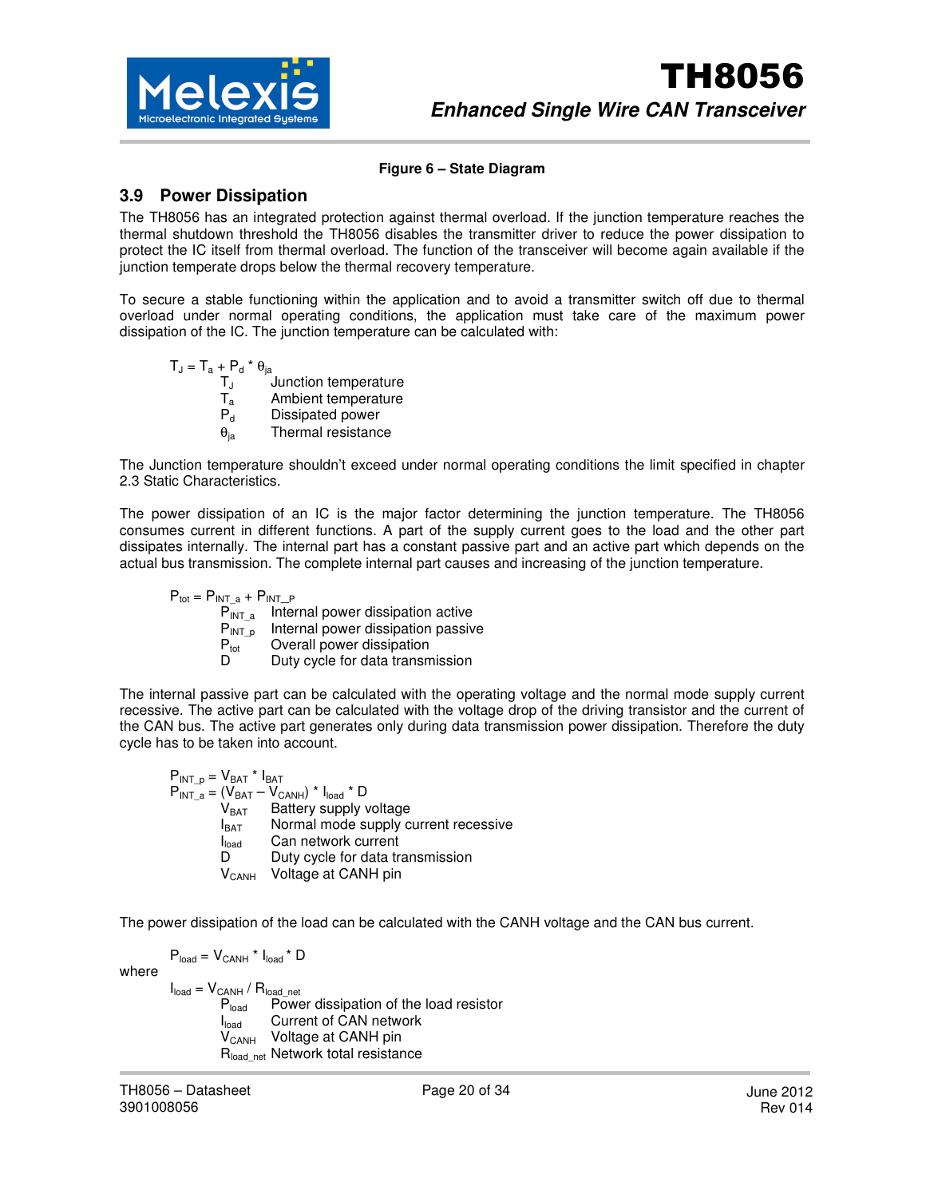**Figure 6 – State Diagram**

## 3.9 Power Dissipation

The TH8056 has an integrated protection against thermal overload. If the junction temperature reaches the thermal shutdown threshold the TH8056 disables the transmitter driver to reduce the power dissipation to protect the IC itself from thermal overload. The function of the transceiver will become again available if the junction temperate drops below the thermal recovery temperature.

To secure a stable functioning within the application and to avoid a transmitter switch off due to thermal overload under normal operating conditions, the application must take care of the maximum power dissipation of the IC. The junction temperature can be calculated with:

$$T_J = T_a + P_d * \theta_{ja}$$

- $T_J$ Junction temperature
- $T_a$ Ambient temperature
- $P_d$ Dissipated power
- $\theta_{ja}$ Thermal resistance

The Junction temperature shouldn't exceed under normal operating conditions the limit specified in chapter 2.3 Static Characteristics.

The power dissipation of an IC is the major factor determining the junction temperature. The TH8056 consumes current in different functions. A part of the supply current goes to the load and the other part dissipates internally. The internal part has a constant passive part and an active part which depends on the actual bus transmission. The complete internal part causes and increasing of the junction temperature.

$$P_{tot} = P_{INT\_a} + P_{INT\_P}$$

- $P_{INT\_a}$ Internal power dissipation active
- $P_{INT\_p}$ Internal power dissipation passive
- $P_{tot}$ Overall power dissipation
- D Duty cycle for data transmission

The internal passive part can be calculated with the operating voltage and the normal mode supply current recessive. The active part can be calculated with the voltage drop of the driving transistor and the current of the CAN bus. The active part generates only during data transmission power dissipation. Therefore the duty cycle has to be taken into account.

$$P_{INT\_p} = V_{BAT} * I_{BAT}$$

$$P_{INT\_a} = (V_{BAT} - V_{CANH}) * I_{load} * D$$

- $V_{BAT}$ Battery supply voltage
- $I_{BAT}$ Normal mode supply current recessive
- $I_{load}$ Can network current
- D Duty cycle for data transmission
- $V_{CANH}$ Voltage at CANH pin

The power dissipation of the load can be calculated with the CANH voltage and the CAN bus current.

$$P_{load} = V_{CANH} * I_{load} * D$$

where

$$I_{load} = V_{CANH} / R_{load\_net}$$

- $P_{load}$ Power dissipation of the load resistor
- $I_{load}$ Current of CAN network
- $V_{CANH}$ Voltage at CANH pin
- $R_{load\_net}$ Network total resistance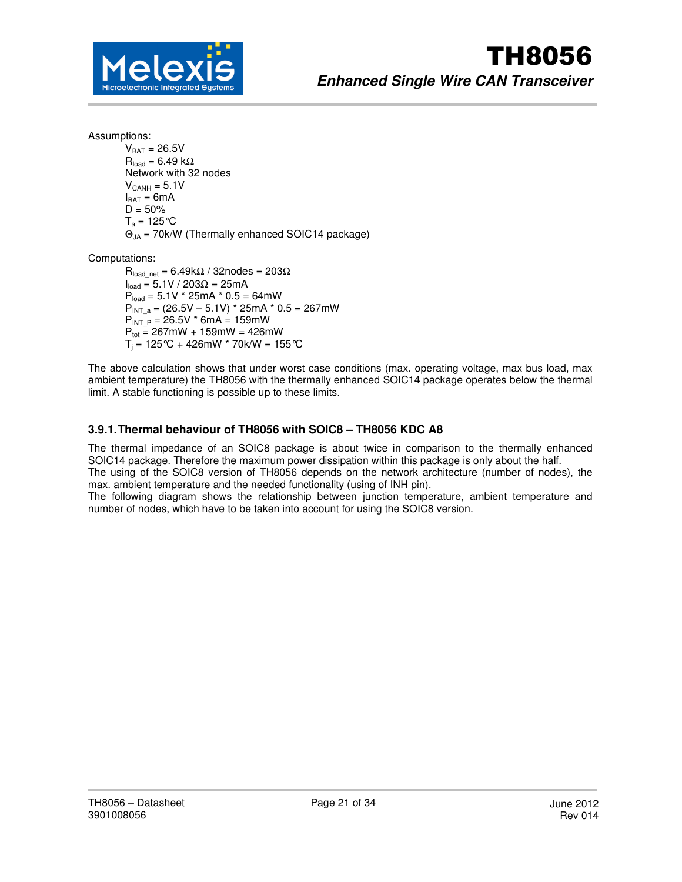Assumptions:

$V_{BAT}$ = 26.5V
$R_{load}$ = 6.49 kΩ
Network with 32 nodes
$V_{CANH}$ = 5.1V
$I_{BAT}$ = 6mA
D = 50%
$T_a$ = 125°C
$\Theta_{JA}$ = 70k/W (Thermally enhanced SOIC14 package)

Computations:

$R_{load\_net}$ = 6.49kΩ / 32nodes = 203Ω
$I_{load}$ = 5.1V / 203Ω = 25mA
$P_{load}$ = 5.1V * 25mA * 0.5 = 64mW
$P_{INT\_a}$ = (26.5V – 5.1V) * 25mA * 0.5 = 267mW
$P_{INT\_P}$ = 26.5V * 6mA = 159mW
$P_{tot}$ = 267mW + 159mW = 426mW
$T_j$ = 125°C + 426mW * 70k/W = 155°C

The above calculation shows that under worst case conditions (max. operating voltage, max bus load, max ambient temperature) the TH8056 with the thermally enhanced SOIC14 package operates below the thermal limit. A stable functioning is possible up to these limits.

### 3.9.1. Thermal behaviour of TH8056 with SOIC8 – TH8056 KDC A8

The thermal impedance of an SOIC8 package is about twice in comparison to the thermally enhanced SOIC14 package. Therefore the maximum power dissipation within this package is only about the half.
The using of the SOIC8 version of TH8056 depends on the network architecture (number of nodes), the max. ambient temperature and the needed functionality (using of INH pin).
The following diagram shows the relationship between junction temperature, ambient temperature and number of nodes, which have to be taken into account for using the SOIC8 version.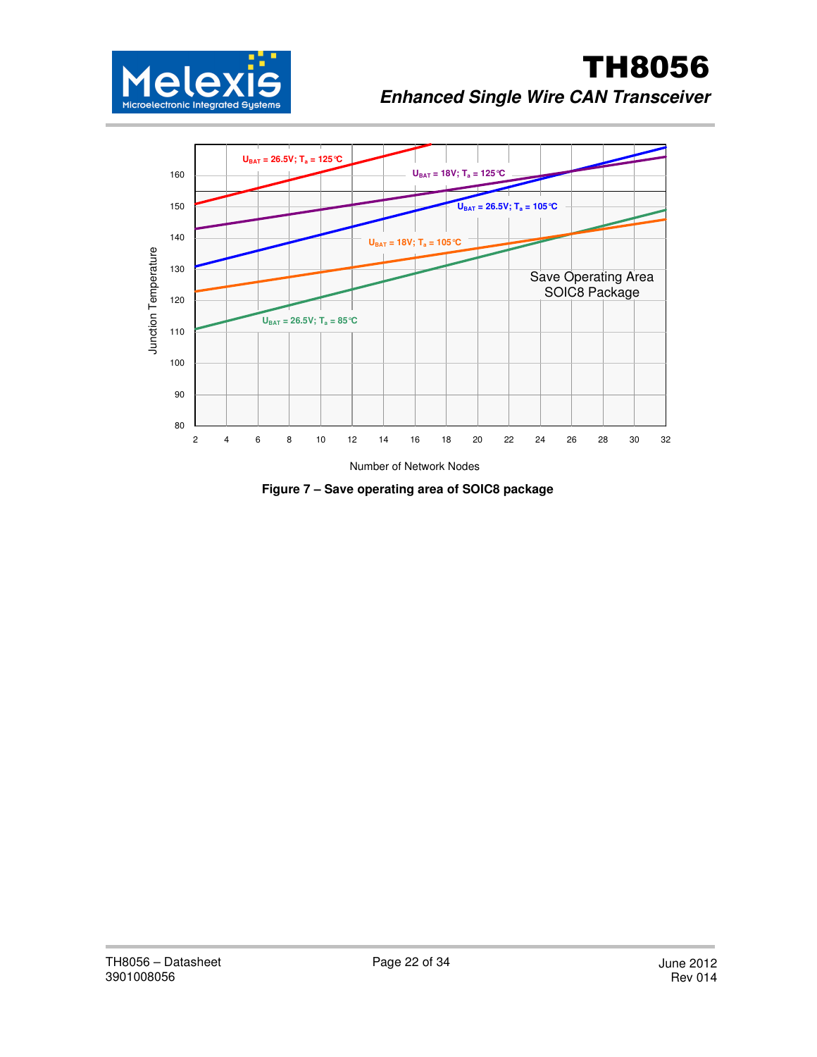Figure 7 – Save operating area of SOIC8 package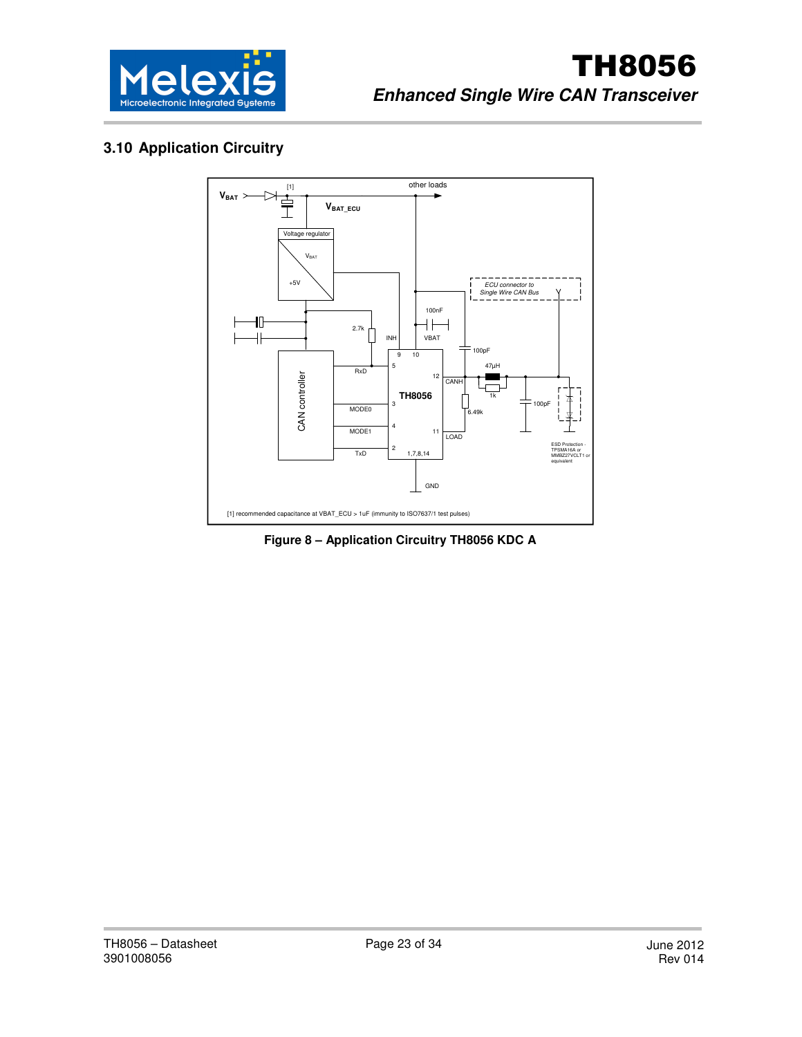## 3.10 Application Circuitry

[1] recommended capacitance at VBAT_ECU > 1uF (immunity to ISO7637/1 test pulses)

**Figure 8 – Application Circuitry TH8056 KDC A**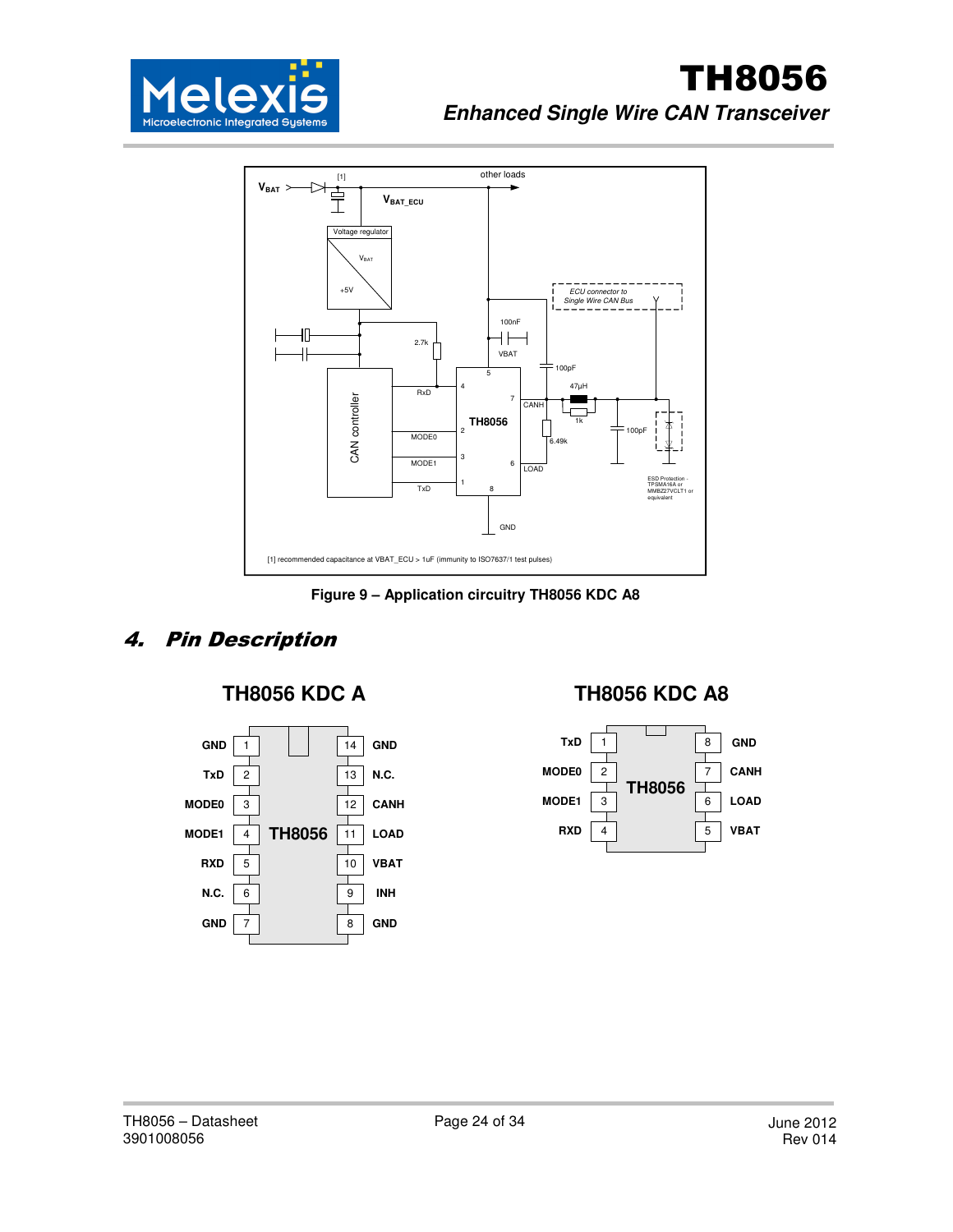Figure 9 – Application circuitry TH8056 KDC A8

## 4. Pin Description

### TH8056 KDC A

| Pin | Name | Pin | Name |
|---|---|---|---|
| 1 | GND | 14 | GND |
| 2 | TxD | 13 | N.C. |
| 3 | MODE0 | 12 | CANH |
| 4 | MODE1 | 11 | LOAD |
| 5 | RXD | 10 | VBAT |
| 6 | N.C. | 9 | INH |
| 7 | GND | 8 | GND |

### TH8056 KDC A8

| Pin | Name | Pin | Name |
|---|---|---|---|
| 1 | TxD | 8 | GND |
| 2 | MODE0 | 7 | CANH |
| 3 | MODE1 | 6 | LOAD |
| 4 | RXD | 5 | VBAT |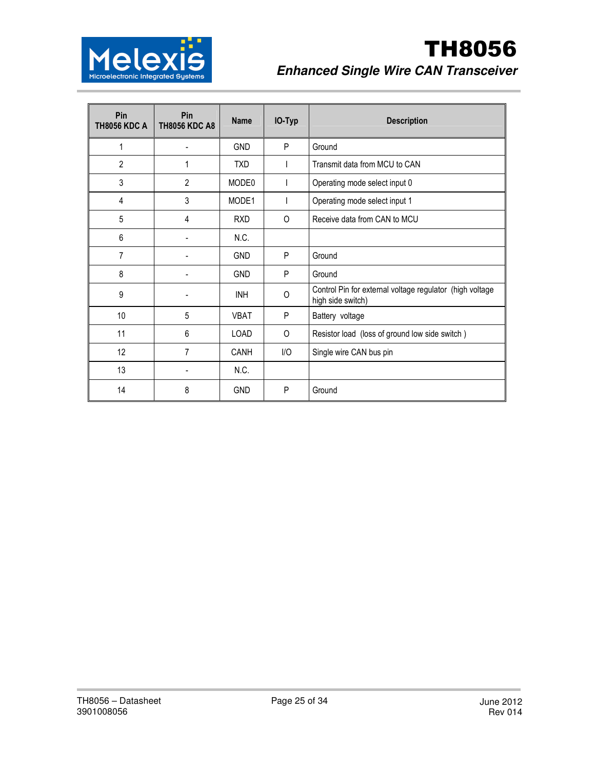| Pin TH8056 KDC A | Pin TH8056 KDC A8 | Name | IO-Typ | Description |
|---|---|---|---|---|
| 1 | - | GND | P | Ground |
| 2 | 1 | TXD | I | Transmit data from MCU to CAN |
| 3 | 2 | MODE0 | I | Operating mode select input 0 |
| 4 | 3 | MODE1 | I | Operating mode select input 1 |
| 5 | 4 | RXD | O | Receive data from CAN to MCU |
| 6 | - | N.C. | | |
| 7 | - | GND | P | Ground |
| 8 | - | GND | P | Ground |
| 9 | - | INH | O | Control Pin for external voltage regulator (high voltage high side switch) |
| 10 | 5 | VBAT | P | Battery voltage |
| 11 | 6 | LOAD | O | Resistor load (loss of ground low side switch ) |
| 12 | 7 | CANH | I/O | Single wire CAN bus pin |
| 13 | - | N.C. | | |
| 14 | 8 | GND | P | Ground |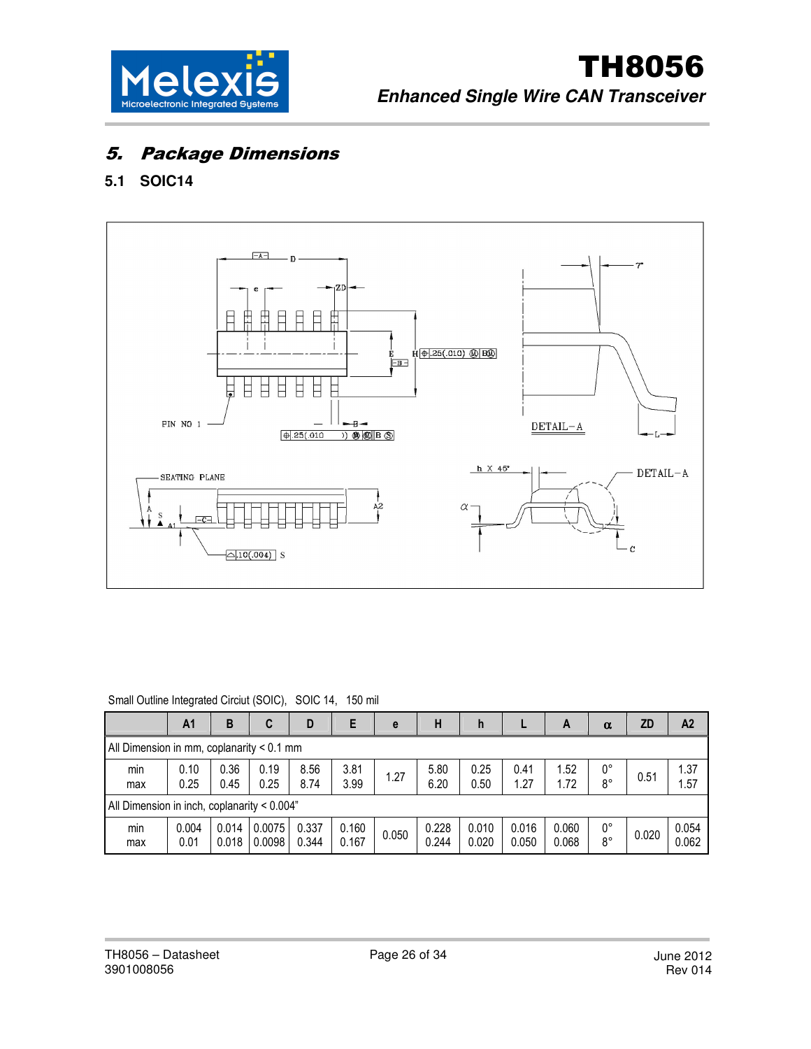## 5. Package Dimensions

### 5.1 SOIC14

Small Outline Integrated Circiut (SOIC), SOIC 14, 150 mil

| | A1 | B | C | D | E | e | H | h | L | A | α | ZD | A2 |
|---|---|---|---|---|---|---|---|---|---|---|---|---|---|
| All Dimension in mm, coplanarity < 0.1 mm | | | | | | | | | | | | | |
| min<br>max | 0.10<br>0.25 | 0.36<br>0.45 | 0.19<br>0.25 | 8.56<br>8.74 | 3.81<br>3.99 | 1.27 | 5.80<br>6.20 | 0.25<br>0.50 | 0.41<br>1.27 | 1.52<br>1.72 | 0°<br>8° | 0.51 | 1.37<br>1.57 |
| All Dimension in inch, coplanarity < 0.004" | | | | | | | | | | | | | |
| min<br>max | 0.004<br>0.01 | 0.014<br>0.018 | 0.0075<br>0.0098 | 0.337<br>0.344 | 0.160<br>0.167 | 0.050 | 0.228<br>0.244 | 0.010<br>0.020 | 0.016<br>0.050 | 0.060<br>0.068 | 0°<br>8° | 0.020 | 0.054<br>0.062 |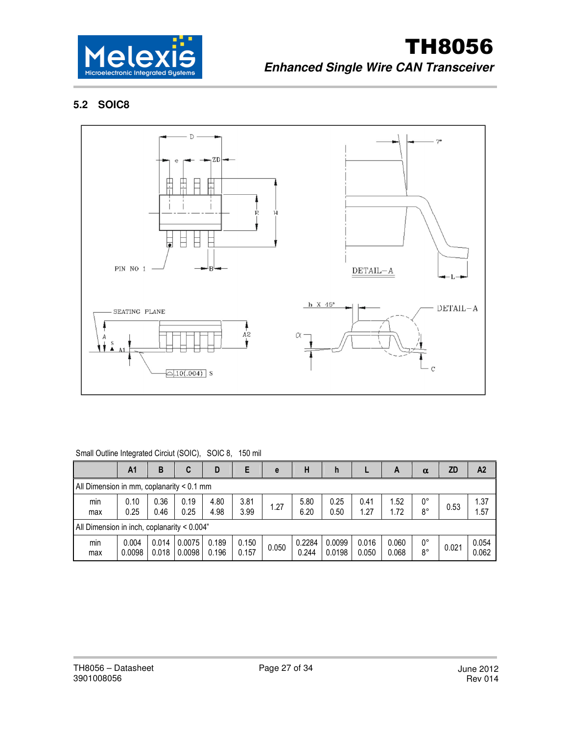## 5.2 SOIC8

Small Outline Integrated Circuit (SOIC), SOIC 8, 150 mil

| | A1 | B | C | D | E | e | H | h | L | A | α | ZD | A2 |
|---|---|---|---|---|---|---|---|---|---|---|---|---|---|
| All Dimension in mm, coplanarity < 0.1 mm | | | | | | | | | | | | | |
| min<br>max | 0.10<br>0.25 | 0.36<br>0.46 | 0.19<br>0.25 | 4.80<br>4.98 | 3.81<br>3.99 | 1.27 | 5.80<br>6.20 | 0.25<br>0.50 | 0.41<br>1.27 | 1.52<br>1.72 | 0°<br>8° | 0.53 | 1.37<br>1.57 |
| All Dimension in inch, coplanarity < 0.004" | | | | | | | | | | | | | |
| min<br>max | 0.004<br>0.0098 | 0.014<br>0.018 | 0.0075<br>0.0098 | 0.189<br>0.196 | 0.150<br>0.157 | 0.050 | 0.2284<br>0.244 | 0.0099<br>0.0198 | 0.016<br>0.050 | 0.060<br>0.068 | 0°<br>8° | 0.021 | 0.054<br>0.062 |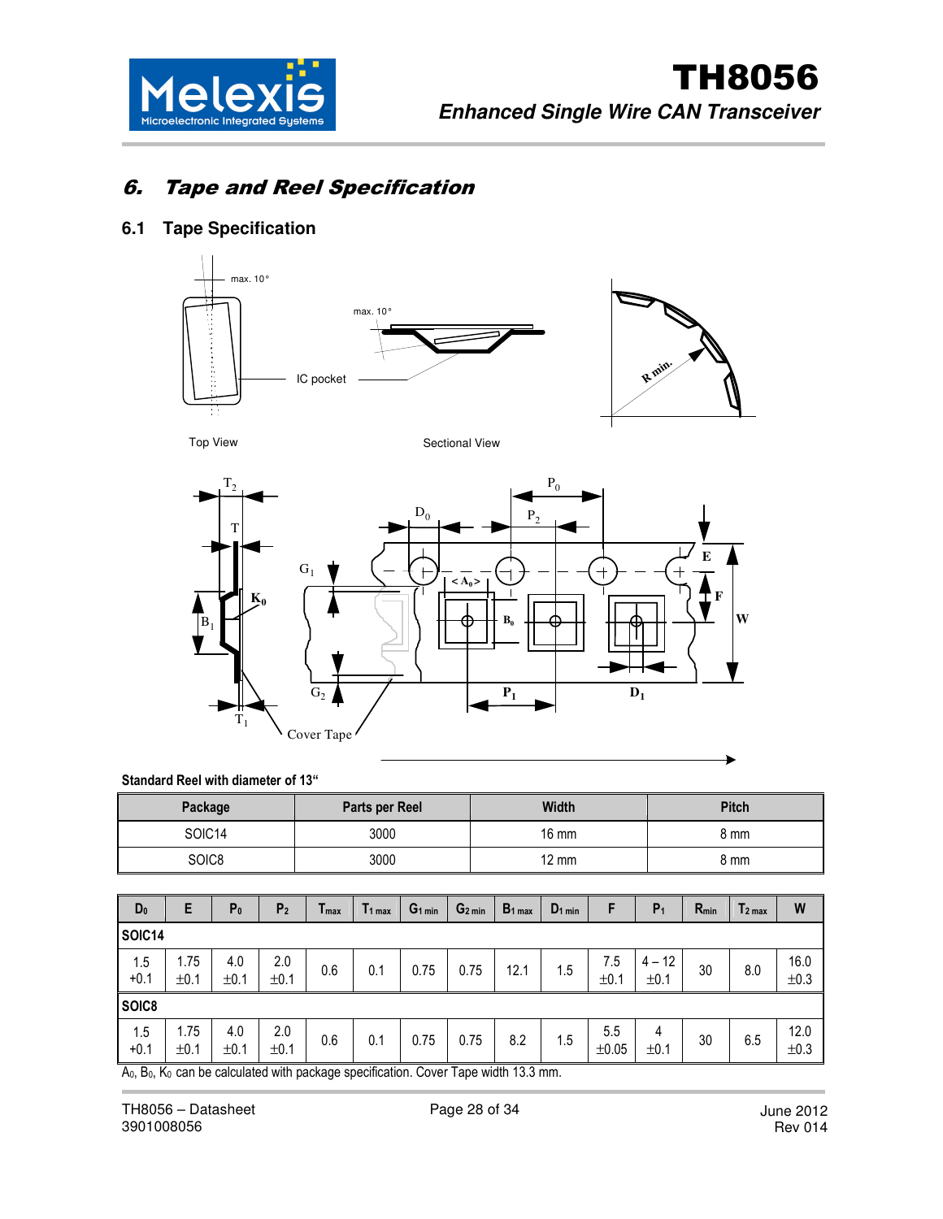## 6. Tape and Reel Specification

### 6.1 Tape Specification

Top View

Sectional View

**Standard Reel with diameter of 13"**

| Package | Parts per Reel | Width | Pitch |
|---|---|---|---|
| SOIC14 | 3000 | 16 mm | 8 mm |
| SOIC8 | 3000 | 12 mm | 8 mm |

| $D_0$ | E | $P_0$ | $P_2$ | $T_{max}$ | $T_{1\,max}$ | $G_{1\,min}$ | $G_{2\,min}$ | $B_{1\,max}$ | $D_{1\,min}$ | F | $P_1$ | $R_{min}$ | $T_{2\,max}$ | W |
|---|---|---|---|---|---|---|---|---|---|---|---|---|---|---|
| **SOIC14** | | | | | | | | | | | | | | |
| 1.5 +0.1 | 1.75 ±0.1 | 4.0 ±0.1 | 2.0 ±0.1 | 0.6 | 0.1 | 0.75 | 0.75 | 12.1 | 1.5 | 7.5 ±0.1 | 4 – 12 ±0.1 | 30 | 8.0 | 16.0 ±0.3 |
| **SOIC8** | | | | | | | | | | | | | | |
| 1.5 +0.1 | 1.75 ±0.1 | 4.0 ±0.1 | 2.0 ±0.1 | 0.6 | 0.1 | 0.75 | 0.75 | 8.2 | 1.5 | 5.5 ±0.05 | 4 ±0.1 | 30 | 6.5 | 12.0 ±0.3 |

$A_0$, $B_0$, $K_0$ can be calculated with package specification. Cover Tape width 13.3 mm.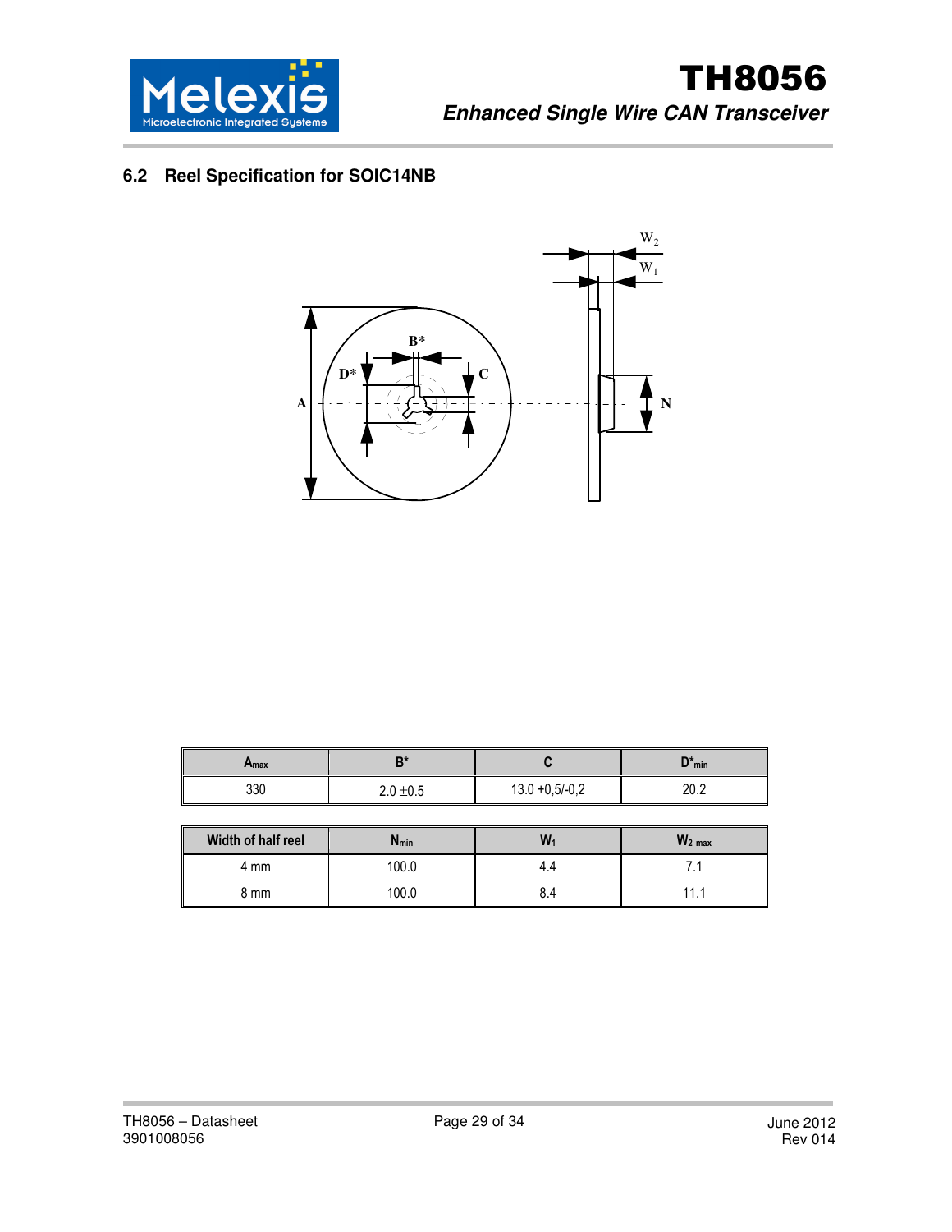## 6.2 Reel Specification for SOIC14NB

| $A_{max}$ | B* | C | $D^*_{min}$ |
|---|---|---|---|
| 330 | 2.0 ±0.5 | 13.0 +0,5/-0,2 | 20.2 |

| Width of half reel | $N_{min}$ | $W_1$ | $W_{2\ max}$ |
|---|---|---|---|
| 4 mm | 100.0 | 4.4 | 7.1 |
| 8 mm | 100.0 | 8.4 | 11.1 |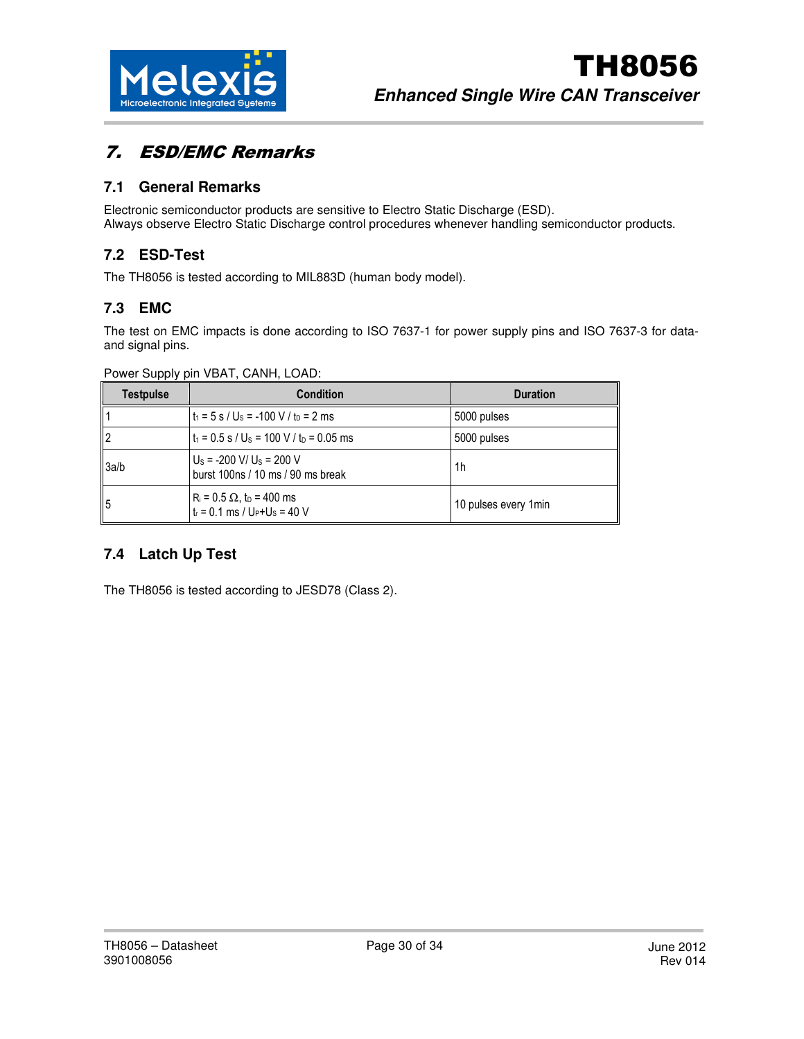# 7. ESD/EMC Remarks

## 7.1 General Remarks

Electronic semiconductor products are sensitive to Electro Static Discharge (ESD).
Always observe Electro Static Discharge control procedures whenever handling semiconductor products.

## 7.2 ESD-Test

The TH8056 is tested according to MIL883D (human body model).

## 7.3 EMC

The test on EMC impacts is done according to ISO 7637-1 for power supply pins and ISO 7637-3 for data- and signal pins.

Power Supply pin VBAT, CANH, LOAD:

| Testpulse | Condition | Duration |
|---|---|---|
| 1 | $t_1$ = 5 s / $U_S$ = -100 V / $t_D$ = 2 ms | 5000 pulses |
| 2 | $t_1$ = 0.5 s / $U_S$ = 100 V / $t_D$ = 0.05 ms | 5000 pulses |
| 3a/b | $U_S$ = -200 V/ $U_S$ = 200 V<br>burst 100ns / 10 ms / 90 ms break | 1h |
| 5 | $R_i$ = 0.5 Ω, $t_D$ = 400 ms<br>$t_r$ = 0.1 ms / $U_P$+$U_S$ = 40 V | 10 pulses every 1min |

## 7.4 Latch Up Test

The TH8056 is tested according to JESD78 (Class 2).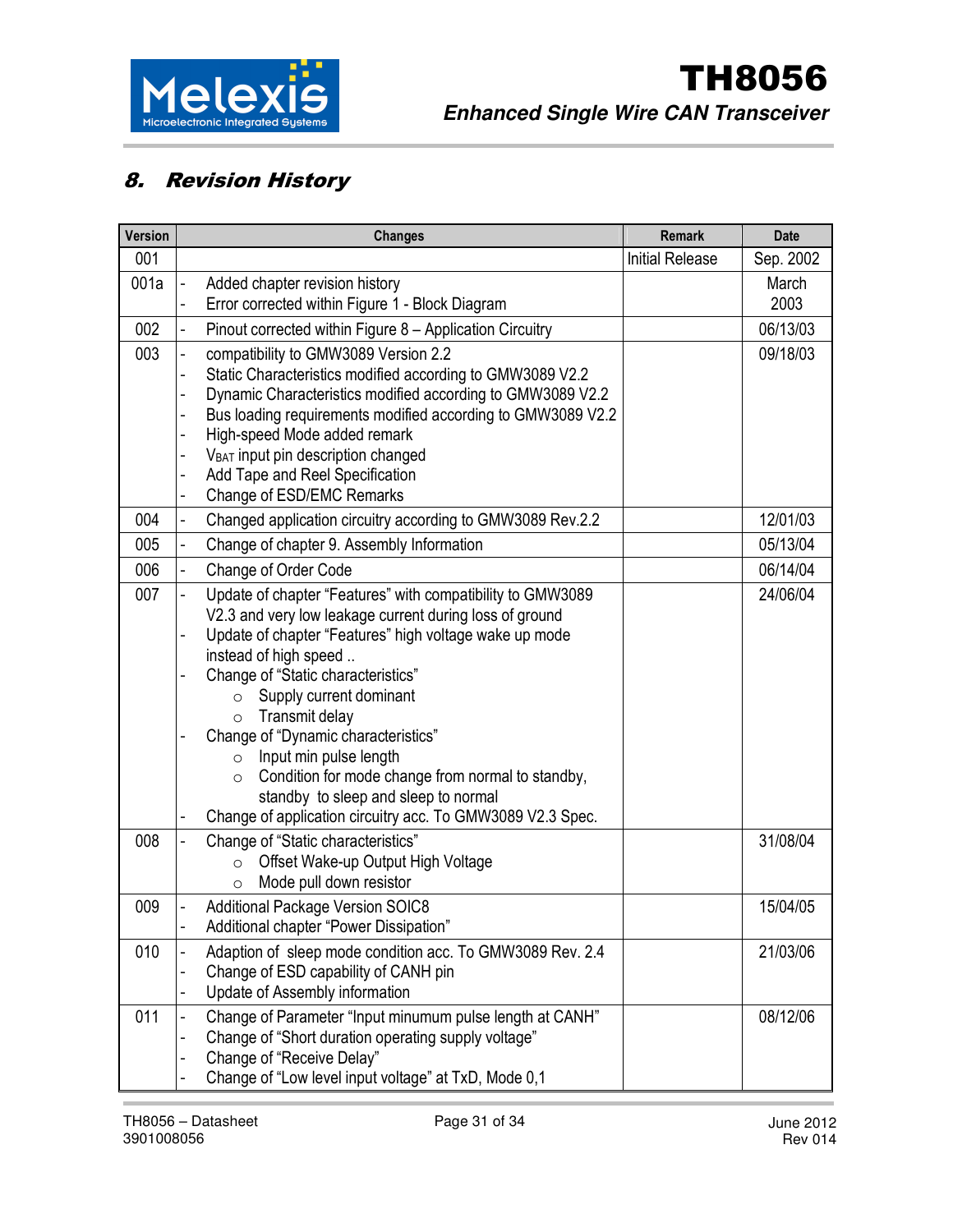## 8. Revision History

| Version | Changes | Remark | Date |
|---|---|---|---|
| 001 | | Initial Release | Sep. 2002 |
| 001a | - Added chapter revision history<br>- Error corrected within Figure 1 - Block Diagram | | March 2003 |
| 002 | - Pinout corrected within Figure 8 – Application Circuitry | | 06/13/03 |
| 003 | - compatibility to GMW3089 Version 2.2<br>- Static Characteristics modified according to GMW3089 V2.2<br>- Dynamic Characteristics modified according to GMW3089 V2.2<br>- Bus loading requirements modified according to GMW3089 V2.2<br>- High-speed Mode added remark<br>- $V_{BAT}$ input pin description changed<br>- Add Tape and Reel Specification<br>- Change of ESD/EMC Remarks | | 09/18/03 |
| 004 | - Changed application circuitry according to GMW3089 Rev.2.2 | | 12/01/03 |
| 005 | - Change of chapter 9. Assembly Information | | 05/13/04 |
| 006 | - Change of Order Code | | 06/14/04 |
| 007 | - Update of chapter “Features” with compatibility to GMW3089 V2.3 and very low leakage current during loss of ground<br>- Update of chapter “Features” high voltage wake up mode instead of high speed ..<br>- Change of “Static characteristics”<br>&nbsp;&nbsp;○ Supply current dominant<br>&nbsp;&nbsp;○ Transmit delay<br>- Change of “Dynamic characteristics”<br>&nbsp;&nbsp;○ Input min pulse length<br>&nbsp;&nbsp;○ Condition for mode change from normal to standby, standby to sleep and sleep to normal<br>- Change of application circuitry acc. To GMW3089 V2.3 Spec. | | 24/06/04 |
| 008 | - Change of “Static characteristics”<br>&nbsp;&nbsp;○ Offset Wake-up Output High Voltage<br>&nbsp;&nbsp;○ Mode pull down resistor | | 31/08/04 |
| 009 | - Additional Package Version SOIC8<br>- Additional chapter “Power Dissipation” | | 15/04/05 |
| 010 | - Adaption of sleep mode condition acc. To GMW3089 Rev. 2.4<br>- Change of ESD capability of CANH pin<br>- Update of Assembly information | | 21/03/06 |
| 011 | - Change of Parameter “Input minumum pulse length at CANH”<br>- Change of “Short duration operating supply voltage”<br>- Change of “Receive Delay”<br>- Change of “Low level input voltage” at TxD, Mode 0,1 | | 08/12/06 |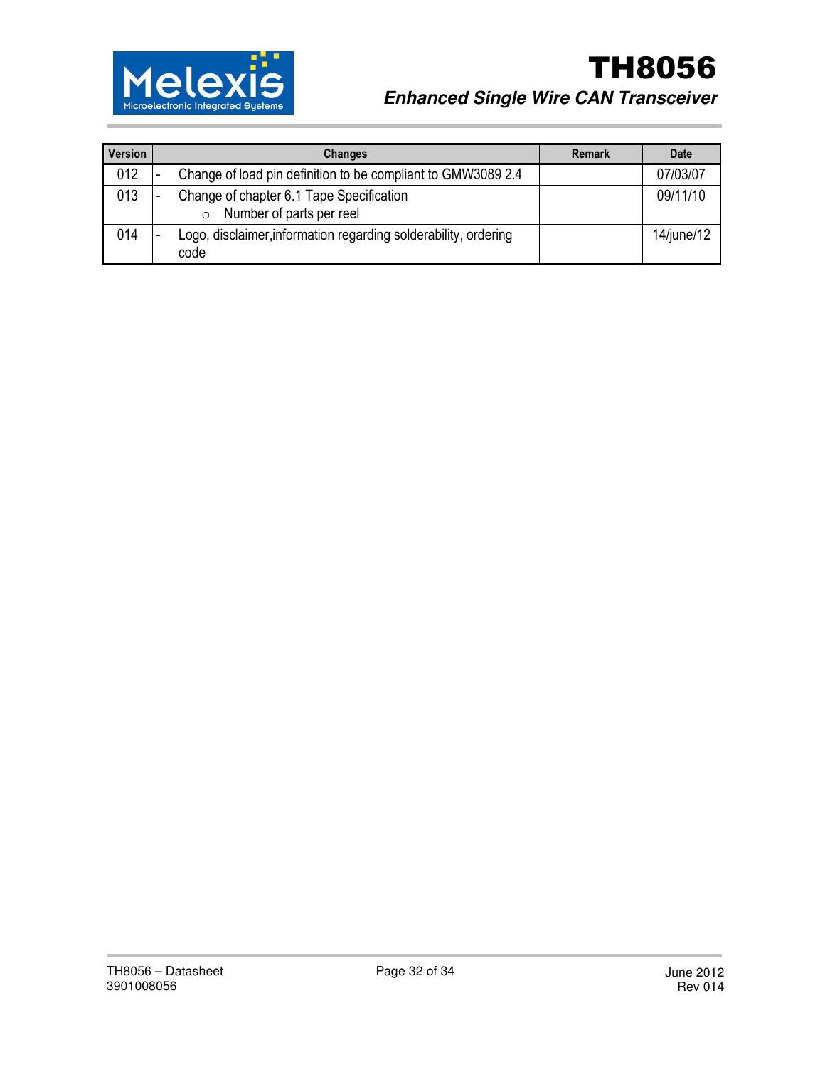| Version | Changes | Remark | Date |
|---|---|---|---|
| 012 | - Change of load pin definition to be compliant to GMW3089 2.4 | | 07/03/07 |
| 013 | - Change of chapter 6.1 Tape Specification<br>  ○ Number of parts per reel | | 09/11/10 |
| 014 | - Logo, disclaimer,information regarding solderability, ordering code | | 14/june/12 |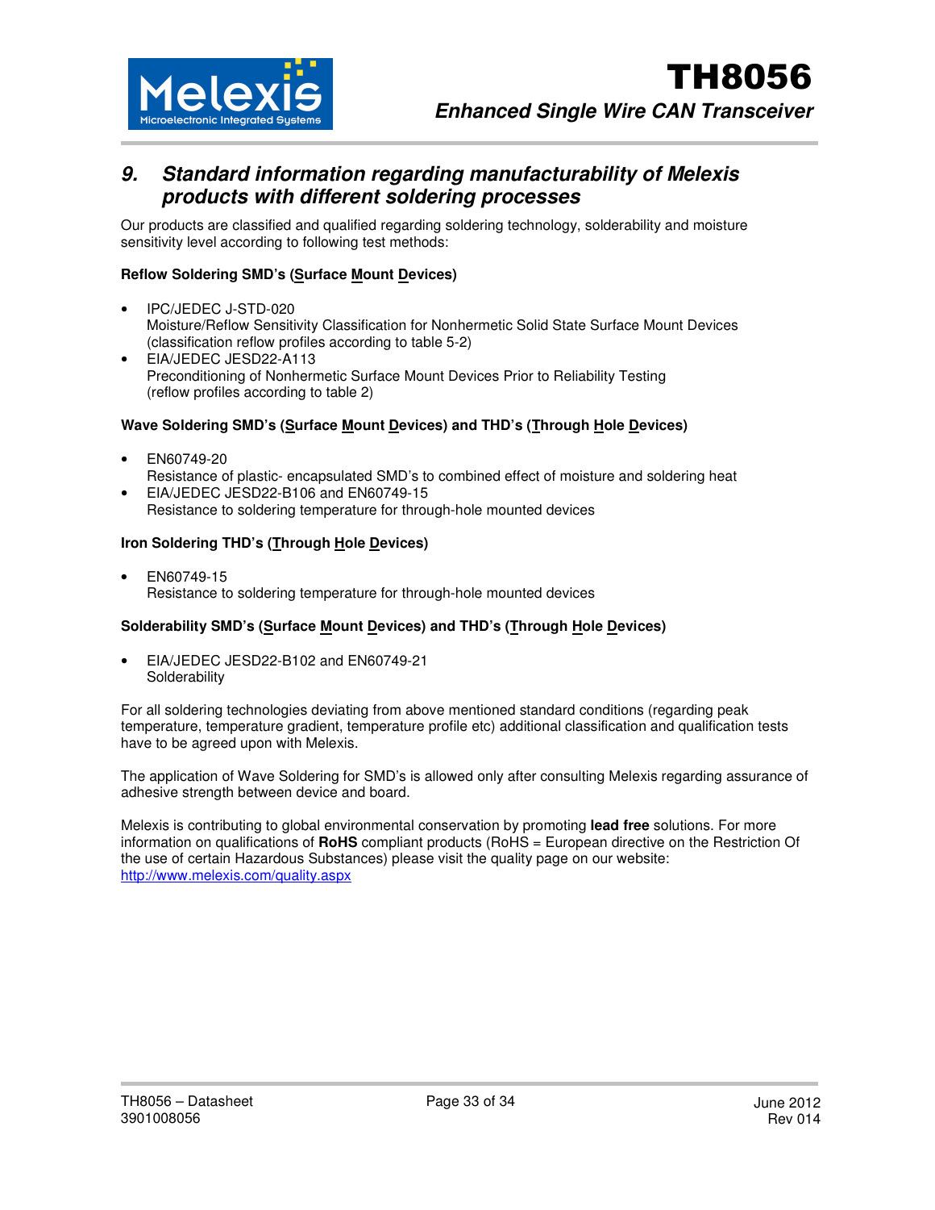## 9. Standard information regarding manufacturability of Melexis products with different soldering processes

Our products are classified and qualified regarding soldering technology, solderability and moisture sensitivity level according to following test methods:

**Reflow Soldering SMD's (Surface Mount Devices)**

- IPC/JEDEC J-STD-020
  Moisture/Reflow Sensitivity Classification for Nonhermetic Solid State Surface Mount Devices
  (classification reflow profiles according to table 5-2)
- EIA/JEDEC JESD22-A113
  Preconditioning of Nonhermetic Surface Mount Devices Prior to Reliability Testing
  (reflow profiles according to table 2)

**Wave Soldering SMD's (Surface Mount Devices) and THD's (Through Hole Devices)**

- EN60749-20
  Resistance of plastic- encapsulated SMD's to combined effect of moisture and soldering heat
- EIA/JEDEC JESD22-B106 and EN60749-15
  Resistance to soldering temperature for through-hole mounted devices

**Iron Soldering THD's (Through Hole Devices)**

- EN60749-15
  Resistance to soldering temperature for through-hole mounted devices

**Solderability SMD's (Surface Mount Devices) and THD's (Through Hole Devices)**

- EIA/JEDEC JESD22-B102 and EN60749-21
  Solderability

For all soldering technologies deviating from above mentioned standard conditions (regarding peak temperature, temperature gradient, temperature profile etc) additional classification and qualification tests have to be agreed upon with Melexis.

The application of Wave Soldering for SMD's is allowed only after consulting Melexis regarding assurance of adhesive strength between device and board.

Melexis is contributing to global environmental conservation by promoting **lead free** solutions. For more information on qualifications of **RoHS** compliant products (RoHS = European directive on the Restriction Of the use of certain Hazardous Substances) please visit the quality page on our website:
http://www.melexis.com/quality.aspx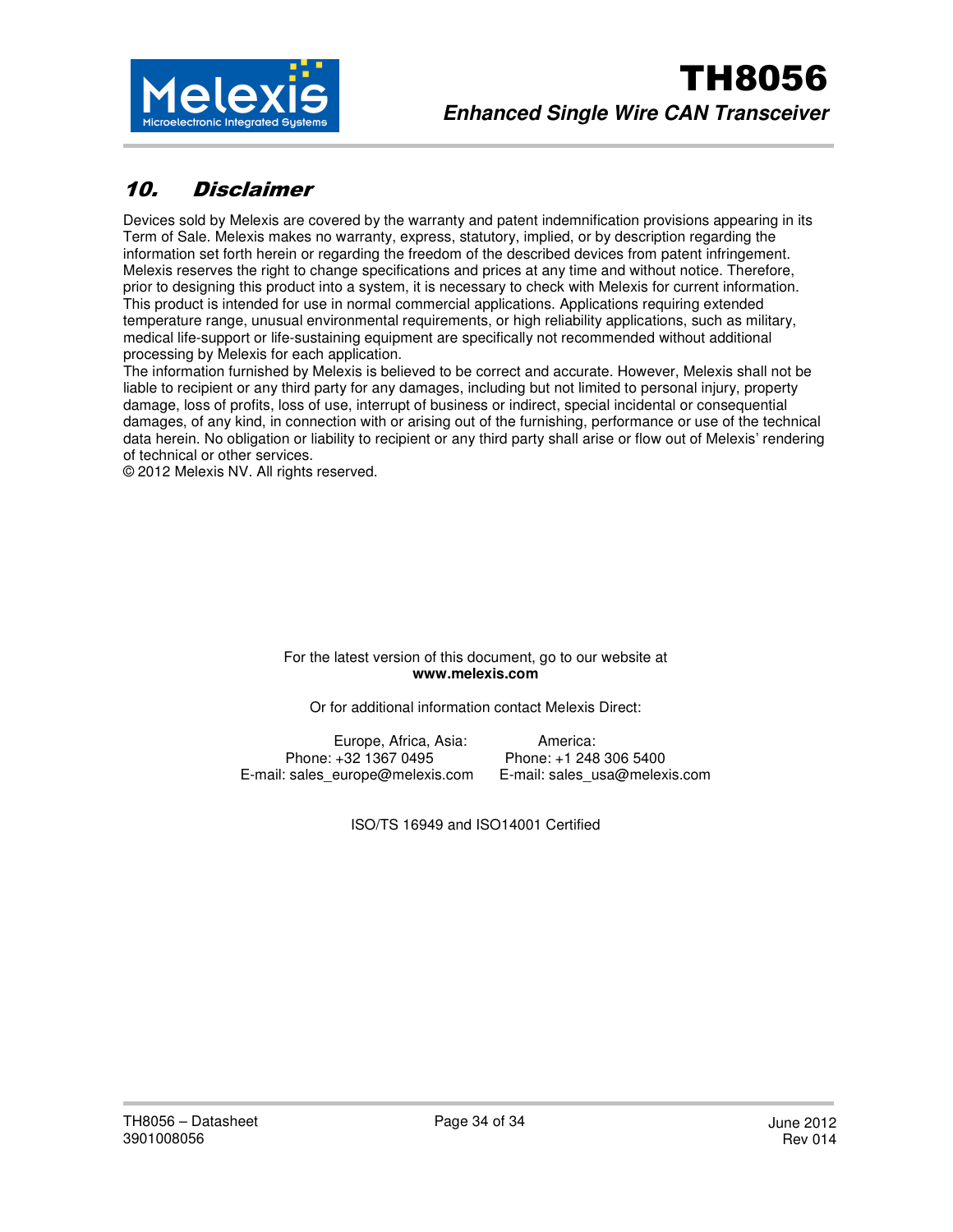## 10. Disclaimer

Devices sold by Melexis are covered by the warranty and patent indemnification provisions appearing in its Term of Sale. Melexis makes no warranty, express, statutory, implied, or by description regarding the information set forth herein or regarding the freedom of the described devices from patent infringement. Melexis reserves the right to change specifications and prices at any time and without notice. Therefore, prior to designing this product into a system, it is necessary to check with Melexis for current information. This product is intended for use in normal commercial applications. Applications requiring extended temperature range, unusual environmental requirements, or high reliability applications, such as military, medical life-support or life-sustaining equipment are specifically not recommended without additional processing by Melexis for each application.

The information furnished by Melexis is believed to be correct and accurate. However, Melexis shall not be liable to recipient or any third party for any damages, including but not limited to personal injury, property damage, loss of profits, loss of use, interrupt of business or indirect, special incidental or consequential damages, of any kind, in connection with or arising out of the furnishing, performance or use of the technical data herein. No obligation or liability to recipient or any third party shall arise or flow out of Melexis' rendering of technical or other services.

© 2012 Melexis NV. All rights reserved.

For the latest version of this document, go to our website at
**www.melexis.com**

Or for additional information contact Melexis Direct:

| Europe, Africa, Asia: | America: |
|---|---|
| Phone: +32 1367 0495 | Phone: +1 248 306 5400 |
| E-mail: sales_europe@melexis.com | E-mail: sales_usa@melexis.com |

ISO/TS 16949 and ISO14001 Certified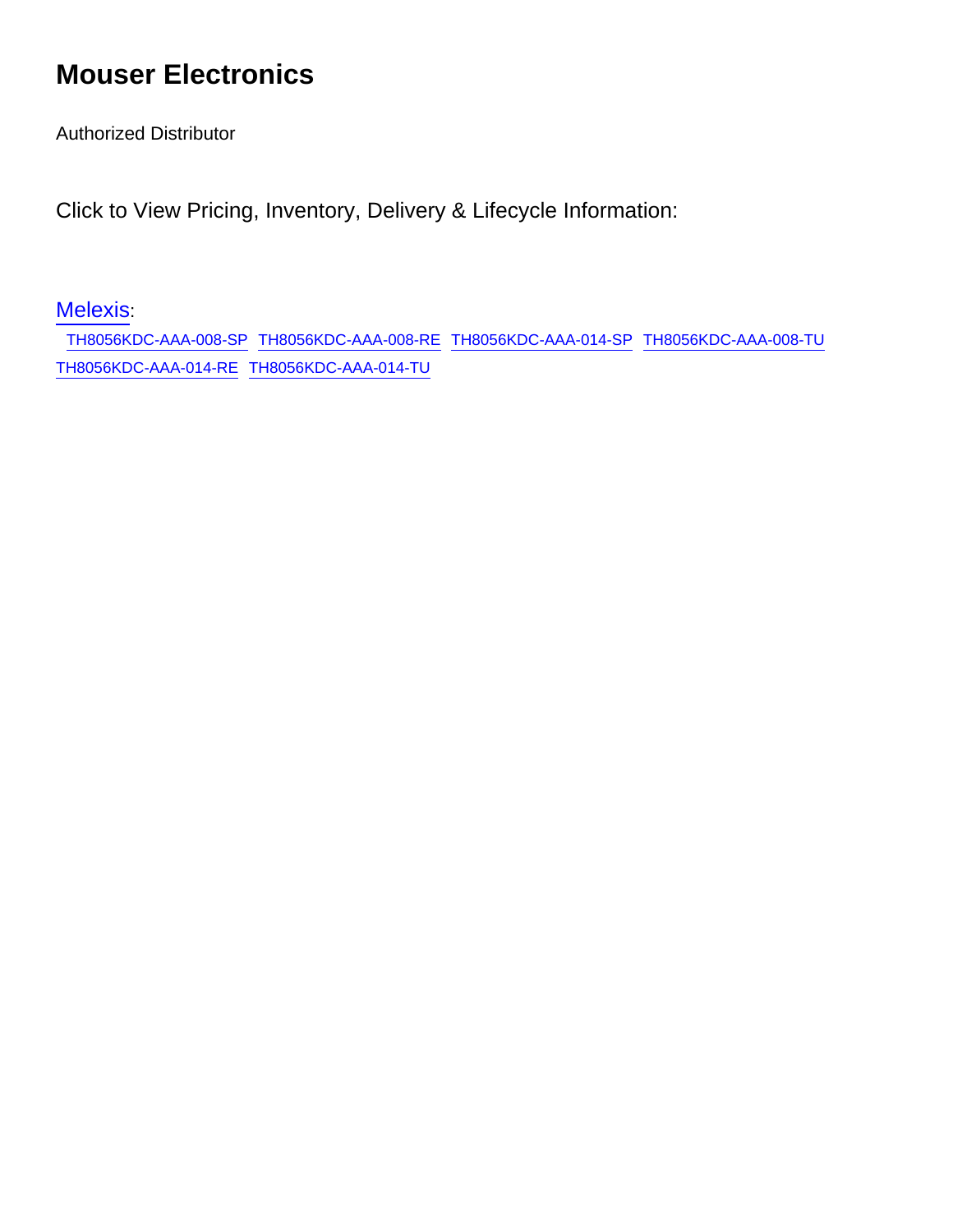# Mouser Electronics

Authorized Distributor

Click to View Pricing, Inventory, Delivery & Lifecycle Information:

Melexis:

TH8056KDC-AAA-008-SP TH8056KDC-AAA-008-RE TH8056KDC-AAA-014-SP TH8056KDC-AAA-008-TU TH8056KDC-AAA-014-RE TH8056KDC-AAA-014-TU